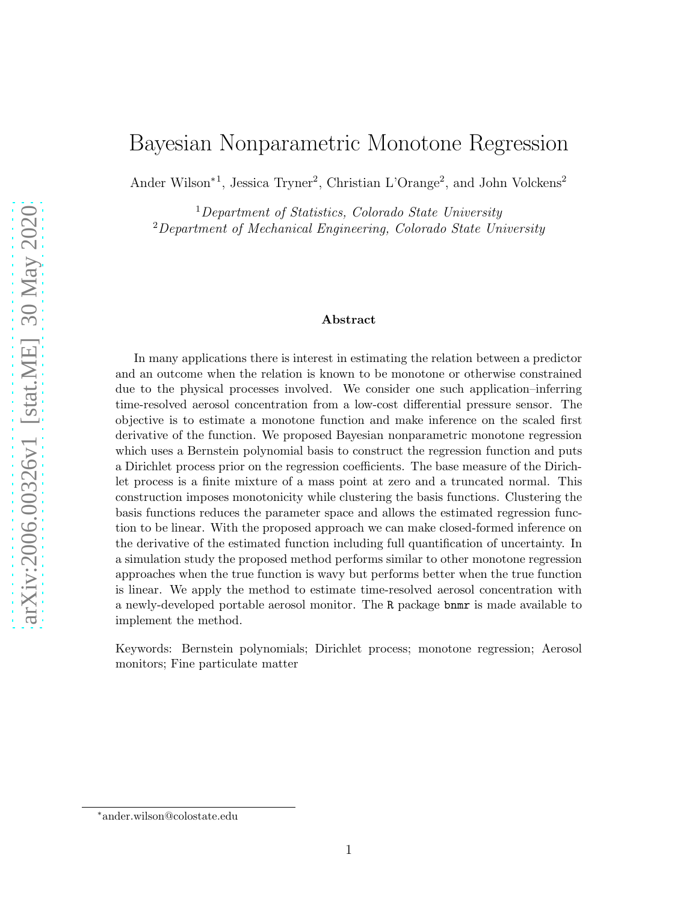# Bayesian Nonparametric Monotone Regression

Ander Wilson*[1], Jessica Tryner[2], Christian L'Orange[2], and John Volckens[2]

[1] *Department of Statistics, Colorado State University*
[2] *Department of Mechanical Engineering, Colorado State University*

### Abstract

In many applications there is interest in estimating the relation between a predictor and an outcome when the relation is known to be monotone or otherwise constrained due to the physical processes involved. We consider one such application–inferring time-resolved aerosol concentration from a low-cost differential pressure sensor. The objective is to estimate a monotone function and make inference on the scaled first derivative of the function. We proposed Bayesian nonparametric monotone regression which uses a Bernstein polynomial basis to construct the regression function and puts a Dirichlet process prior on the regression coefficients. The base measure of the Dirichlet process is a finite mixture of a mass point at zero and a truncated normal. This construction imposes monotonicity while clustering the basis functions. Clustering the basis functions reduces the parameter space and allows the estimated regression function to be linear. With the proposed approach we can make closed-formed inference on the derivative of the estimated function including full quantification of uncertainty. In a simulation study the proposed method performs similar to other monotone regression approaches when the true function is wavy but performs better when the true function is linear. We apply the method to estimate time-resolved aerosol concentration with a newly-developed portable aerosol monitor. The R package bnmr is made available to implement the method.

Keywords: Bernstein polynomials; Dirichlet process; monotone regression; Aerosol monitors; Fine particulate matter

*ander.wilson@colostate.edu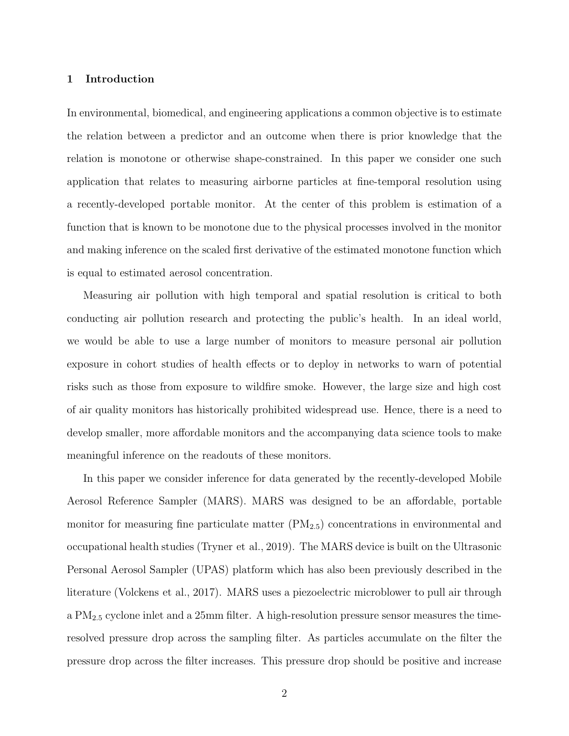## 1 Introduction

In environmental, biomedical, and engineering applications a common objective is to estimate the relation between a predictor and an outcome when there is prior knowledge that the relation is monotone or otherwise shape-constrained. In this paper we consider one such application that relates to measuring airborne particles at fine-temporal resolution using a recently-developed portable monitor. At the center of this problem is estimation of a function that is known to be monotone due to the physical processes involved in the monitor and making inference on the scaled first derivative of the estimated monotone function which is equal to estimated aerosol concentration.

Measuring air pollution with high temporal and spatial resolution is critical to both conducting air pollution research and protecting the public's health. In an ideal world, we would be able to use a large number of monitors to measure personal air pollution exposure in cohort studies of health effects or to deploy in networks to warn of potential risks such as those from exposure to wildfire smoke. However, the large size and high cost of air quality monitors has historically prohibited widespread use. Hence, there is a need to develop smaller, more affordable monitors and the accompanying data science tools to make meaningful inference on the readouts of these monitors.

In this paper we consider inference for data generated by the recently-developed Mobile Aerosol Reference Sampler (MARS). MARS was designed to be an affordable, portable monitor for measuring fine particulate matter ($PM_{2.5}$) concentrations in environmental and occupational health studies (Tryner et al., 2019). The MARS device is built on the Ultrasonic Personal Aerosol Sampler (UPAS) platform which has also been previously described in the literature (Volckens et al., 2017). MARS uses a piezoelectric microblower to pull air through a $PM_{2.5}$ cyclone inlet and a 25mm filter. A high-resolution pressure sensor measures the time-resolved pressure drop across the sampling filter. As particles accumulate on the filter the pressure drop across the filter increases. This pressure drop should be positive and increase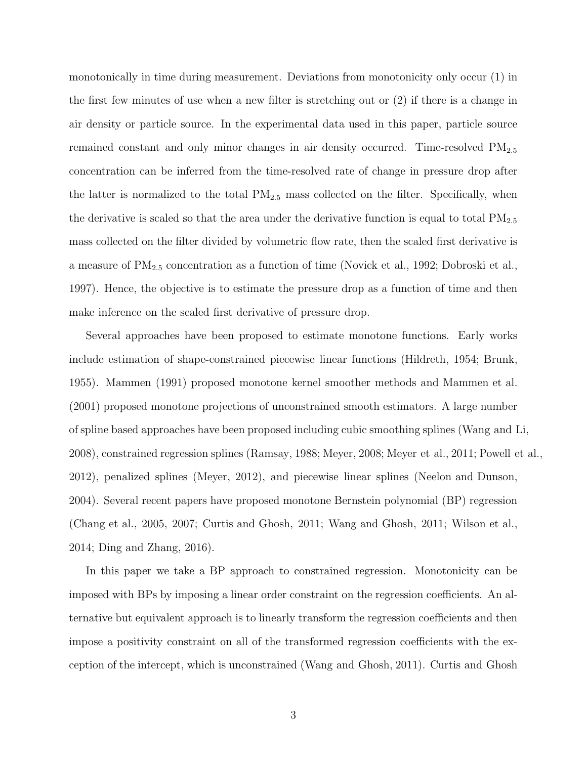monotonically in time during measurement. Deviations from monotonicity only occur (1) in the first few minutes of use when a new filter is stretching out or (2) if there is a change in air density or particle source. In the experimental data used in this paper, particle source remained constant and only minor changes in air density occurred. Time-resolved $\text{PM}_{2.5}$ concentration can be inferred from the time-resolved rate of change in pressure drop after the latter is normalized to the total $\text{PM}_{2.5}$ mass collected on the filter. Specifically, when the derivative is scaled so that the area under the derivative function is equal to total $\text{PM}_{2.5}$ mass collected on the filter divided by volumetric flow rate, then the scaled first derivative is a measure of $\text{PM}_{2.5}$ concentration as a function of time (Novick et al., 1992; Dobroski et al., 1997). Hence, the objective is to estimate the pressure drop as a function of time and then make inference on the scaled first derivative of pressure drop.

Several approaches have been proposed to estimate monotone functions. Early works include estimation of shape-constrained piecewise linear functions (Hildreth, 1954; Brunk, 1955). Mammen (1991) proposed monotone kernel smoother methods and Mammen et al. (2001) proposed monotone projections of unconstrained smooth estimators. A large number of spline based approaches have been proposed including cubic smoothing splines (Wang and Li, 2008), constrained regression splines (Ramsay, 1988; Meyer, 2008; Meyer et al., 2011; Powell et al., 2012), penalized splines (Meyer, 2012), and piecewise linear splines (Neelon and Dunson, 2004). Several recent papers have proposed monotone Bernstein polynomial (BP) regression (Chang et al., 2005, 2007; Curtis and Ghosh, 2011; Wang and Ghosh, 2011; Wilson et al., 2014; Ding and Zhang, 2016).

In this paper we take a BP approach to constrained regression. Monotonicity can be imposed with BPs by imposing a linear order constraint on the regression coefficients. An alternative but equivalent approach is to linearly transform the regression coefficients and then impose a positivity constraint on all of the transformed regression coefficients with the exception of the intercept, which is unconstrained (Wang and Ghosh, 2011). Curtis and Ghosh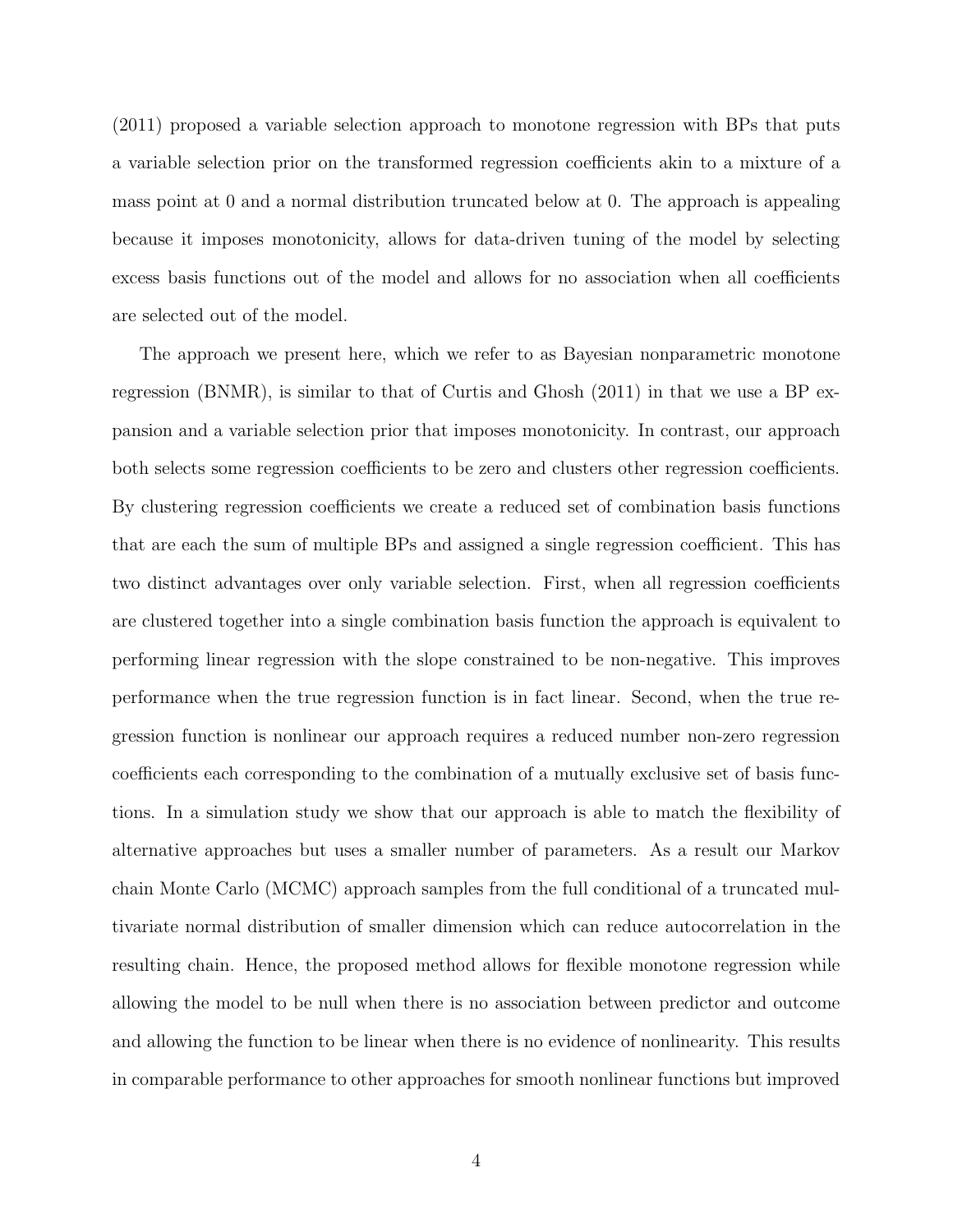(2011) proposed a variable selection approach to monotone regression with BPs that puts a variable selection prior on the transformed regression coefficients akin to a mixture of a mass point at 0 and a normal distribution truncated below at 0. The approach is appealing because it imposes monotonicity, allows for data-driven tuning of the model by selecting excess basis functions out of the model and allows for no association when all coefficients are selected out of the model.

The approach we present here, which we refer to as Bayesian nonparametric monotone regression (BNMR), is similar to that of Curtis and Ghosh (2011) in that we use a BP expansion and a variable selection prior that imposes monotonicity. In contrast, our approach both selects some regression coefficients to be zero and clusters other regression coefficients. By clustering regression coefficients we create a reduced set of combination basis functions that are each the sum of multiple BPs and assigned a single regression coefficient. This has two distinct advantages over only variable selection. First, when all regression coefficients are clustered together into a single combination basis function the approach is equivalent to performing linear regression with the slope constrained to be non-negative. This improves performance when the true regression function is in fact linear. Second, when the true regression function is nonlinear our approach requires a reduced number non-zero regression coefficients each corresponding to the combination of a mutually exclusive set of basis functions. In a simulation study we show that our approach is able to match the flexibility of alternative approaches but uses a smaller number of parameters. As a result our Markov chain Monte Carlo (MCMC) approach samples from the full conditional of a truncated multivariate normal distribution of smaller dimension which can reduce autocorrelation in the resulting chain. Hence, the proposed method allows for flexible monotone regression while allowing the model to be null when there is no association between predictor and outcome and allowing the function to be linear when there is no evidence of nonlinearity. This results in comparable performance to other approaches for smooth nonlinear functions but improved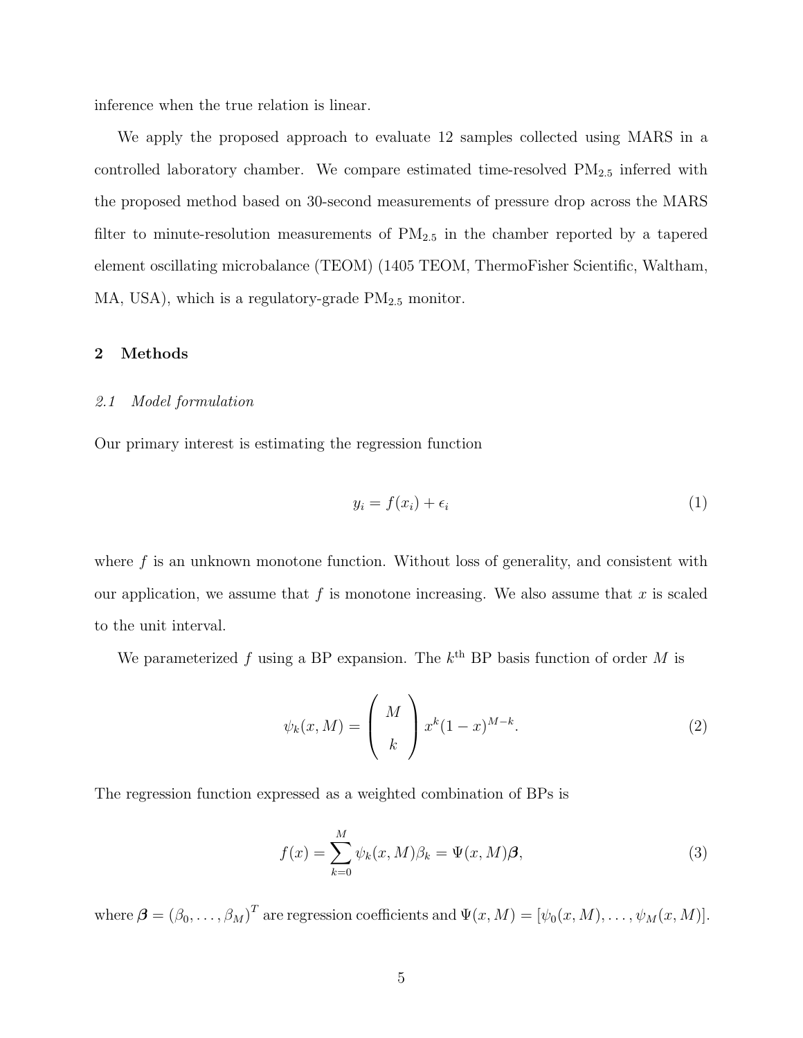inference when the true relation is linear.

We apply the proposed approach to evaluate 12 samples collected using MARS in a controlled laboratory chamber. We compare estimated time-resolved $PM_{2.5}$ inferred with the proposed method based on 30-second measurements of pressure drop across the MARS filter to minute-resolution measurements of $PM_{2.5}$ in the chamber reported by a tapered element oscillating microbalance (TEOM) (1405 TEOM, ThermoFisher Scientific, Waltham, MA, USA), which is a regulatory-grade $PM_{2.5}$ monitor.

## 2 Methods

### *2.1 Model formulation*

Our primary interest is estimating the regression function

$$y_i = f(x_i) + \epsilon_i \tag{1}$$

where $f$ is an unknown monotone function. Without loss of generality, and consistent with our application, we assume that $f$ is monotone increasing. We also assume that $x$ is scaled to the unit interval.

We parameterized $f$ using a BP expansion. The $k^{\text{th}}$ BP basis function of order $M$ is

$$\psi_k(x, M) = \begin{pmatrix} M \\ k \end{pmatrix} x^k (1-x)^{M-k}. \tag{2}$$

The regression function expressed as a weighted combination of BPs is

$$f(x) = \sum_{k=0}^{M} \psi_k(x, M)\beta_k = \Psi(x, M)\boldsymbol{\beta}, \tag{3}$$

where $\boldsymbol{\beta} = (\beta_0, \ldots, \beta_M)^T$ are regression coefficients and $\Psi(x, M) = [\psi_0(x, M), \ldots, \psi_M(x, M)]$.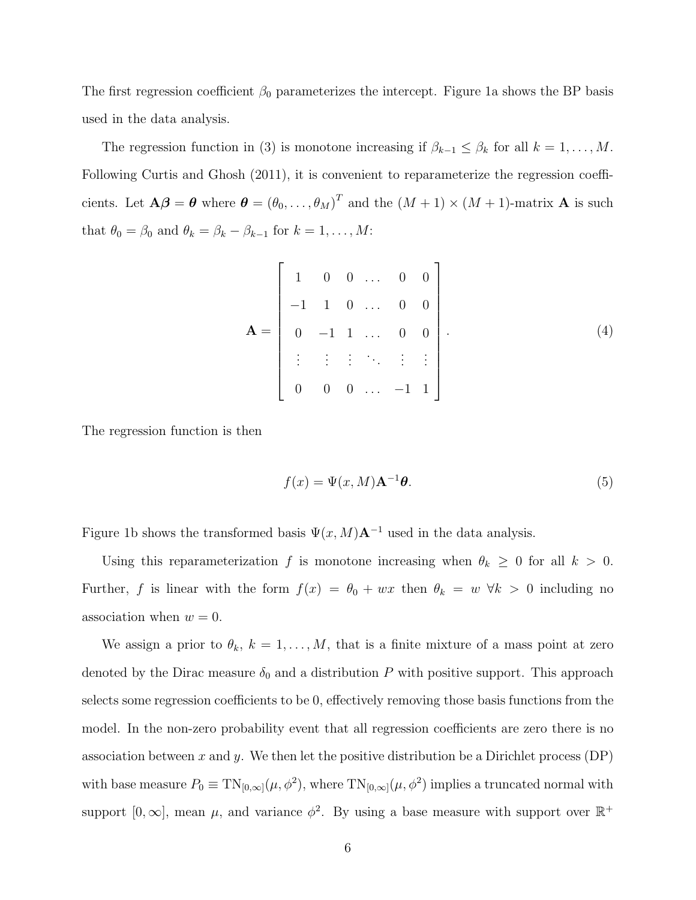The first regression coefficient $\beta_0$ parameterizes the intercept. Figure 1a shows the BP basis used in the data analysis.

The regression function in (3) is monotone increasing if $\beta_{k-1} \leq \beta_k$ for all $k = 1, \ldots, M$. Following Curtis and Ghosh (2011), it is convenient to reparameterize the regression coefficients. Let $\mathbf{A}\boldsymbol{\beta} = \boldsymbol{\theta}$ where $\boldsymbol{\theta} = (\theta_0, \ldots, \theta_M)^T$ and the $(M+1) \times (M+1)$-matrix $\mathbf{A}$ is such that $\theta_0 = \beta_0$ and $\theta_k = \beta_k - \beta_{k-1}$ for $k = 1, \ldots, M$:

$$
\mathbf{A} = \begin{bmatrix} 1 & 0 & 0 & \ldots & 0 & 0 \\ -1 & 1 & 0 & \ldots & 0 & 0 \\ 0 & -1 & 1 & \ldots & 0 & 0 \\ \vdots & \vdots & \vdots & \ddots & \vdots & \vdots \\ 0 & 0 & 0 & \ldots & -1 & 1 \end{bmatrix}. \tag{4}
$$

The regression function is then

$$
f(x) = \Psi(x, M)\mathbf{A}^{-1}\boldsymbol{\theta}. \tag{5}
$$

Figure 1b shows the transformed basis $\Psi(x, M)\mathbf{A}^{-1}$ used in the data analysis.

Using this reparameterization $f$ is monotone increasing when $\theta_k \geq 0$ for all $k > 0$. Further, $f$ is linear with the form $f(x) = \theta_0 + wx$ then $\theta_k = w \; \forall k > 0$ including no association when $w = 0$.

We assign a prior to $\theta_k$, $k = 1, \ldots, M$, that is a finite mixture of a mass point at zero denoted by the Dirac measure $\delta_0$ and a distribution $P$ with positive support. This approach selects some regression coefficients to be 0, effectively removing those basis functions from the model. In the non-zero probability event that all regression coefficients are zero there is no association between $x$ and $y$. We then let the positive distribution be a Dirichlet process (DP) with base measure $P_0 \equiv \text{TN}_{[0,\infty]}(\mu, \phi^2)$, where $\text{TN}_{[0,\infty]}(\mu, \phi^2)$ implies a truncated normal with support $[0, \infty]$, mean $\mu$, and variance $\phi^2$. By using a base measure with support over $\mathbb{R}^+$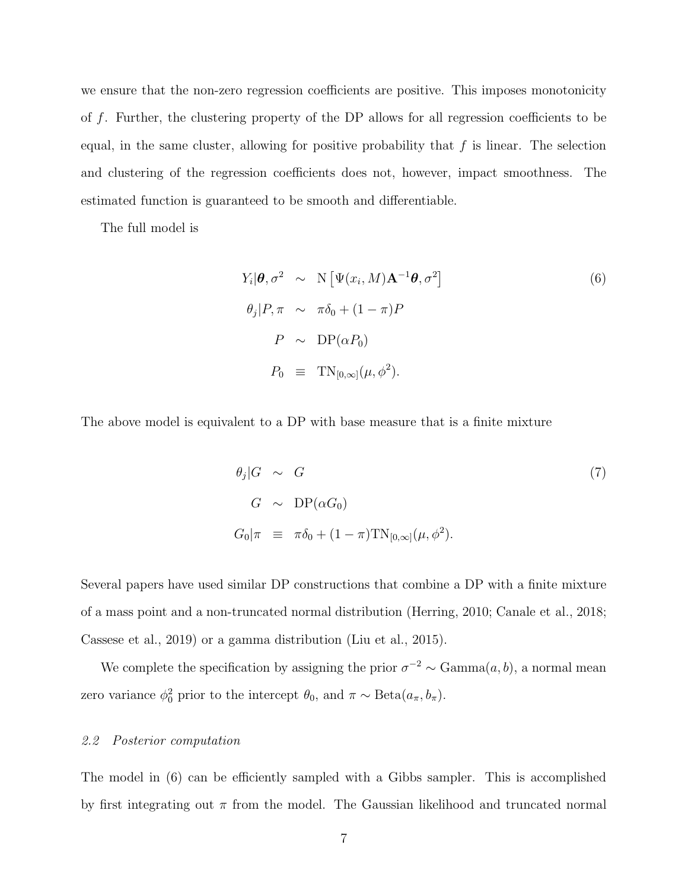we ensure that the non-zero regression coefficients are positive. This imposes monotonicity of $f$. Further, the clustering property of the DP allows for all regression coefficients to be equal, in the same cluster, allowing for positive probability that $f$ is linear. The selection and clustering of the regression coefficients does not, however, impact smoothness. The estimated function is guaranteed to be smooth and differentiable.

The full model is

$$
\begin{aligned}
Y_i|\boldsymbol{\theta}, \sigma^2 &\sim \mathrm{N}\left[\Psi(x_i, M)\mathbf{A}^{-1}\boldsymbol{\theta}, \sigma^2\right] \\
\theta_j|P, \pi &\sim \pi\delta_0 + (1-\pi)P \\
P &\sim \mathrm{DP}(\alpha P_0) \\
P_0 &\equiv \mathrm{TN}_{[0,\infty]}(\mu, \phi^2).
\end{aligned}
\tag{6}
$$

The above model is equivalent to a DP with base measure that is a finite mixture

$$
\begin{aligned}
\theta_j|G &\sim G \\
G &\sim \mathrm{DP}(\alpha G_0) \\
G_0|\pi &\equiv \pi\delta_0 + (1-\pi)\mathrm{TN}_{[0,\infty]}(\mu, \phi^2).
\end{aligned}
\tag{7}
$$

Several papers have used similar DP constructions that combine a DP with a finite mixture of a mass point and a non-truncated normal distribution (Herring, 2010; Canale et al., 2018; Cassese et al., 2019) or a gamma distribution (Liu et al., 2015).

We complete the specification by assigning the prior $\sigma^{-2} \sim \mathrm{Gamma}(a, b)$, a normal mean zero variance $\phi_0^2$ prior to the intercept $\theta_0$, and $\pi \sim \mathrm{Beta}(a_\pi, b_\pi)$.

### *2.2 Posterior computation*

The model in (6) can be efficiently sampled with a Gibbs sampler. This is accomplished by first integrating out $\pi$ from the model. The Gaussian likelihood and truncated normal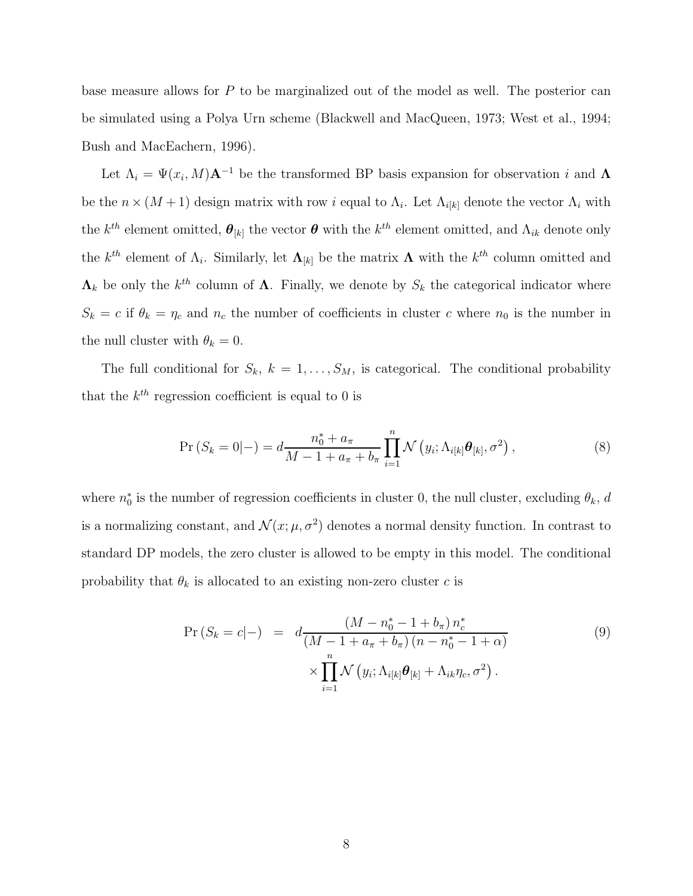base measure allows for $P$ to be marginalized out of the model as well. The posterior can be simulated using a Polya Urn scheme (Blackwell and MacQueen, 1973; West et al., 1994; Bush and MacEachern, 1996).

Let $\Lambda_i = \Psi(x_i, M)\mathbf{A}^{-1}$ be the transformed BP basis expansion for observation $i$ and $\mathbf{\Lambda}$ be the $n \times (M+1)$ design matrix with row $i$ equal to $\Lambda_i$. Let $\Lambda_{i[k]}$ denote the vector $\Lambda_i$ with the $k^{th}$ element omitted, $\boldsymbol{\theta}_{[k]}$ the vector $\boldsymbol{\theta}$ with the $k^{th}$ element omitted, and $\Lambda_{ik}$ denote only the $k^{th}$ element of $\Lambda_i$. Similarly, let $\mathbf{\Lambda}_{[k]}$ be the matrix $\mathbf{\Lambda}$ with the $k^{th}$ column omitted and $\mathbf{\Lambda}_k$ be only the $k^{th}$ column of $\mathbf{\Lambda}$. Finally, we denote by $S_k$ the categorical indicator where $S_k = c$ if $\theta_k = \eta_c$ and $n_c$ the number of coefficients in cluster $c$ where $n_0$ is the number in the null cluster with $\theta_k = 0$.

The full conditional for $S_k,\ k = 1, \ldots, S_M$, is categorical. The conditional probability that the $k^{th}$ regression coefficient is equal to 0 is

$$\Pr\left(S_k = 0|-\right) = d\frac{n_0^* + a_\pi}{M - 1 + a_\pi + b_\pi}\prod_{i=1}^{n}\mathcal{N}\left(y_i; \Lambda_{i[k]}\boldsymbol{\theta}_{[k]}, \sigma^2\right), \tag{8}$$

where $n_0^*$ is the number of regression coefficients in cluster 0, the null cluster, excluding $\theta_k$, $d$ is a normalizing constant, and $\mathcal{N}(x; \mu, \sigma^2)$ denotes a normal density function. In contrast to standard DP models, the zero cluster is allowed to be empty in this model. The conditional probability that $\theta_k$ is allocated to an existing non-zero cluster $c$ is

$$\begin{aligned}\Pr\left(S_k = c|-\right) &= d\frac{\left(M - n_0^* - 1 + b_\pi\right)n_c^*}{\left(M - 1 + a_\pi + b_\pi\right)\left(n - n_0^* - 1 + \alpha\right)} \\ &\quad \times \prod_{i=1}^{n}\mathcal{N}\left(y_i; \Lambda_{i[k]}\boldsymbol{\theta}_{[k]} + \Lambda_{ik}\eta_c, \sigma^2\right).\end{aligned} \tag{9}$$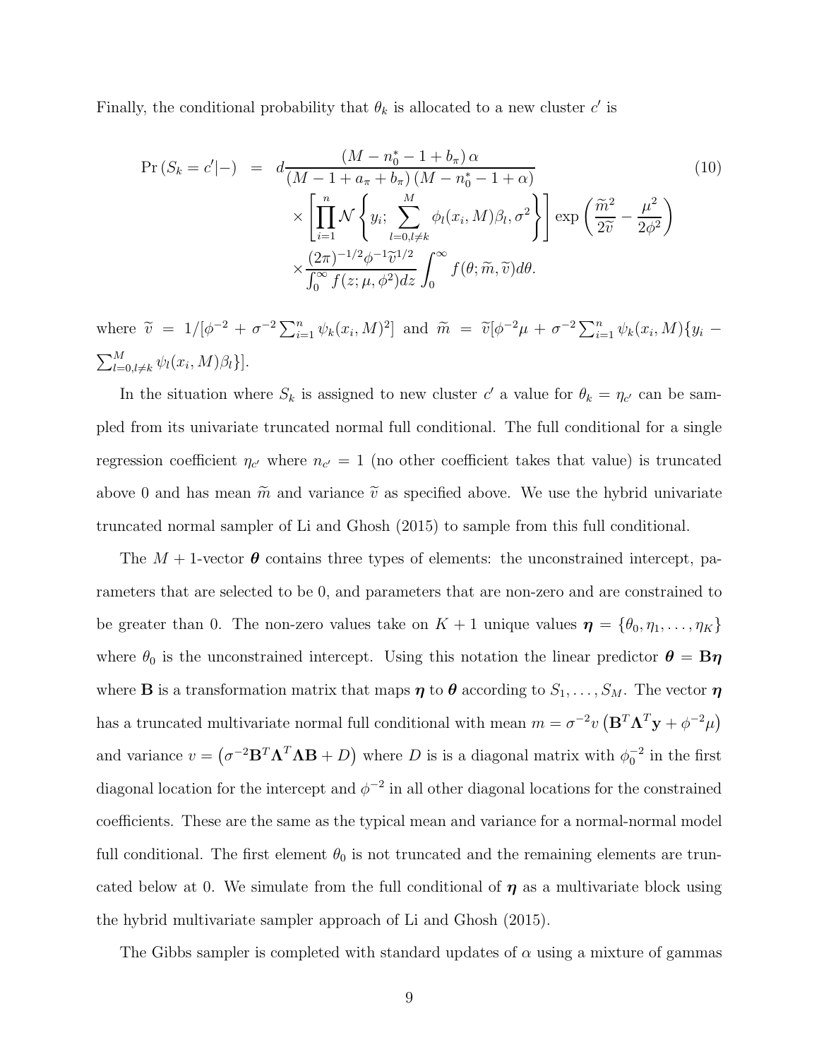Finally, the conditional probability that $\theta_k$ is allocated to a new cluster $c'$ is

$$
\begin{aligned}
\Pr\left(S_k = c'|-\right) &= d\frac{\left(M - n_0^* - 1 + b_\pi\right)\alpha}{\left(M - 1 + a_\pi + b_\pi\right)\left(M - n_0^* - 1 + \alpha\right)} \\
&\times \left[\prod_{i=1}^{n} \mathcal{N}\left\{y_i; \sum_{l=0, l\neq k}^{M} \phi_l(x_i, M)\beta_l, \sigma^2\right\}\right] \exp\left(\frac{\widetilde{m}^2}{2\widetilde{v}} - \frac{\mu^2}{2\phi^2}\right) \\
&\times \frac{(2\pi)^{-1/2}\phi^{-1}\widetilde{v}^{1/2}}{\int_0^\infty f(z; \mu, \phi^2)dz} \int_0^\infty f(\theta; \widetilde{m}, \widetilde{v})d\theta.
\end{aligned} \tag{10}
$$

where $\widetilde{v} = 1/[\phi^{-2} + \sigma^{-2}\sum_{i=1}^{n} \psi_k(x_i, M)^2]$ and $\widetilde{m} = \widetilde{v}[\phi^{-2}\mu + \sigma^{-2}\sum_{i=1}^{n} \psi_k(x_i, M)\{y_i - \sum_{l=0, l\neq k}^{M} \psi_l(x_i, M)\beta_l\}]$.

In the situation where $S_k$ is assigned to new cluster $c'$ a value for $\theta_k = \eta_{c'}$ can be sampled from its univariate truncated normal full conditional. The full conditional for a single regression coefficient $\eta_{c'}$ where $n_{c'} = 1$ (no other coefficient takes that value) is truncated above 0 and has mean $\widetilde{m}$ and variance $\widetilde{v}$ as specified above. We use the hybrid univariate truncated normal sampler of Li and Ghosh (2015) to sample from this full conditional.

The $M+1$-vector $\boldsymbol{\theta}$ contains three types of elements: the unconstrained intercept, parameters that are selected to be 0, and parameters that are non-zero and are constrained to be greater than 0. The non-zero values take on $K+1$ unique values $\boldsymbol{\eta} = \{\theta_0, \eta_1, \ldots, \eta_K\}$ where $\theta_0$ is the unconstrained intercept. Using this notation the linear predictor $\boldsymbol{\theta} = \mathbf{B}\boldsymbol{\eta}$ where $\mathbf{B}$ is a transformation matrix that maps $\boldsymbol{\eta}$ to $\boldsymbol{\theta}$ according to $S_1, \ldots, S_M$. The vector $\boldsymbol{\eta}$ has a truncated multivariate normal full conditional with mean $m = \sigma^{-2}v\left(\mathbf{B}^T\boldsymbol{\Lambda}^T\mathbf{y} + \phi^{-2}\mu\right)$ and variance $v = \left(\sigma^{-2}\mathbf{B}^T\boldsymbol{\Lambda}^T\boldsymbol{\Lambda}\mathbf{B} + D\right)$ where $D$ is is a diagonal matrix with $\phi_0^{-2}$ in the first diagonal location for the intercept and $\phi^{-2}$ in all other diagonal locations for the constrained coefficients. These are the same as the typical mean and variance for a normal-normal model full conditional. The first element $\theta_0$ is not truncated and the remaining elements are truncated below at 0. We simulate from the full conditional of $\boldsymbol{\eta}$ as a multivariate block using the hybrid multivariate sampler approach of Li and Ghosh (2015).

The Gibbs sampler is completed with standard updates of $\alpha$ using a mixture of gammas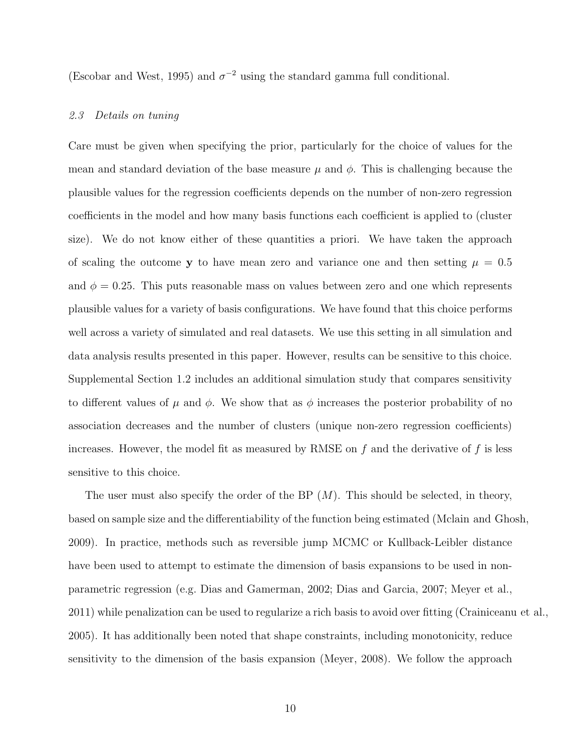(Escobar and West, 1995) and $\sigma^{-2}$ using the standard gamma full conditional.

### *2.3 Details on tuning*

Care must be given when specifying the prior, particularly for the choice of values for the mean and standard deviation of the base measure $\mu$ and $\phi$. This is challenging because the plausible values for the regression coefficients depends on the number of non-zero regression coefficients in the model and how many basis functions each coefficient is applied to (cluster size). We do not know either of these quantities a priori. We have taken the approach of scaling the outcome $\mathbf{y}$ to have mean zero and variance one and then setting $\mu = 0.5$ and $\phi = 0.25$. This puts reasonable mass on values between zero and one which represents plausible values for a variety of basis configurations. We have found that this choice performs well across a variety of simulated and real datasets. We use this setting in all simulation and data analysis results presented in this paper. However, results can be sensitive to this choice. Supplemental Section 1.2 includes an additional simulation study that compares sensitivity to different values of $\mu$ and $\phi$. We show that as $\phi$ increases the posterior probability of no association decreases and the number of clusters (unique non-zero regression coefficients) increases. However, the model fit as measured by RMSE on $f$ and the derivative of $f$ is less sensitive to this choice.

The user must also specify the order of the BP ($M$). This should be selected, in theory, based on sample size and the differentiability of the function being estimated (Mclain and Ghosh, 2009). In practice, methods such as reversible jump MCMC or Kullback-Leibler distance have been used to attempt to estimate the dimension of basis expansions to be used in non-parametric regression (e.g. Dias and Gamerman, 2002; Dias and Garcia, 2007; Meyer et al., 2011) while penalization can be used to regularize a rich basis to avoid over fitting (Crainiceanu et al., 2005). It has additionally been noted that shape constraints, including monotonicity, reduce sensitivity to the dimension of the basis expansion (Meyer, 2008). We follow the approach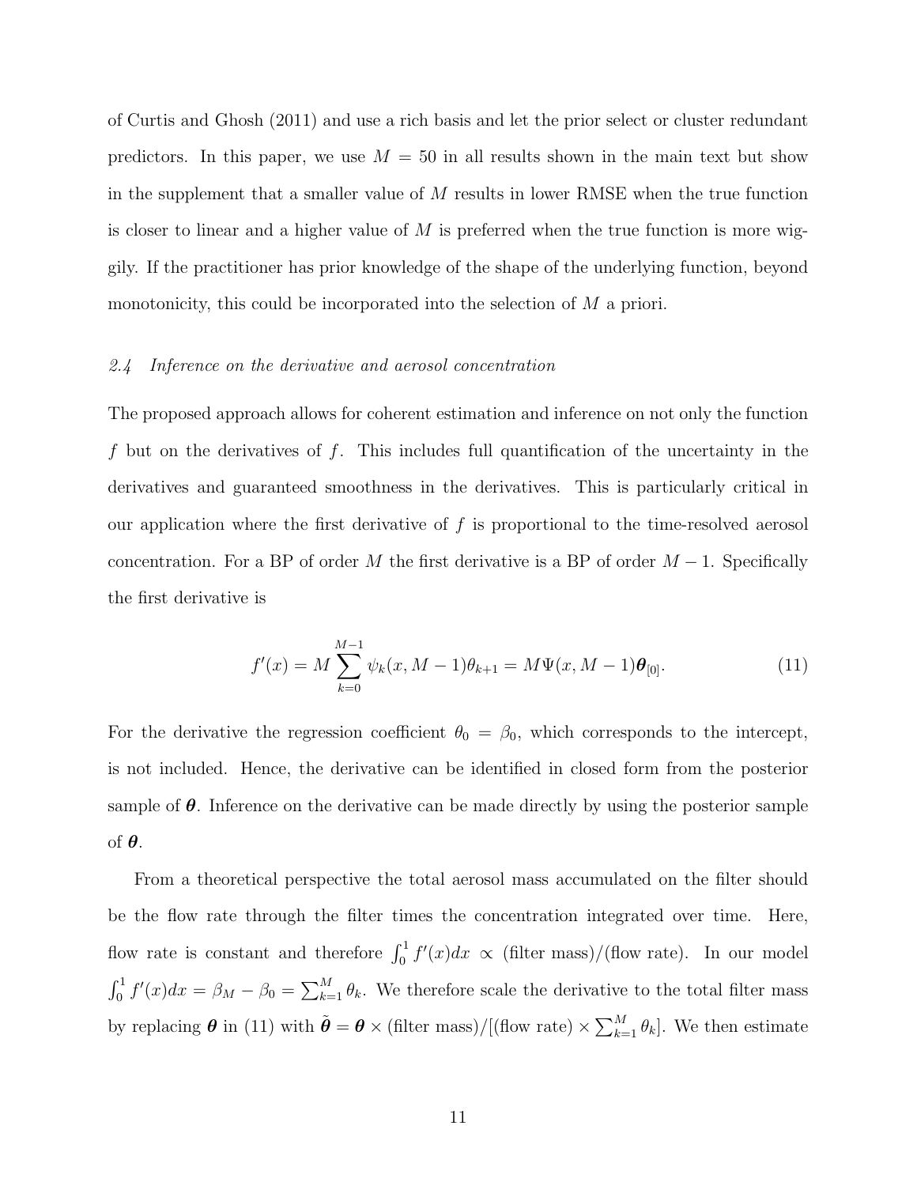of Curtis and Ghosh (2011) and use a rich basis and let the prior select or cluster redundant predictors. In this paper, we use $M = 50$ in all results shown in the main text but show in the supplement that a smaller value of $M$ results in lower RMSE when the true function is closer to linear and a higher value of $M$ is preferred when the true function is more wiggily. If the practitioner has prior knowledge of the shape of the underlying function, beyond monotonicity, this could be incorporated into the selection of $M$ a priori.

### *2.4 Inference on the derivative and aerosol concentration*

The proposed approach allows for coherent estimation and inference on not only the function $f$ but on the derivatives of $f$. This includes full quantification of the uncertainty in the derivatives and guaranteed smoothness in the derivatives. This is particularly critical in our application where the first derivative of $f$ is proportional to the time-resolved aerosol concentration. For a BP of order $M$ the first derivative is a BP of order $M-1$. Specifically the first derivative is

$$f'(x) = M \sum_{k=0}^{M-1} \psi_k(x, M-1)\theta_{k+1} = M\Psi(x, M-1)\boldsymbol{\theta}_{[0]}. \tag{11}$$

For the derivative the regression coefficient $\theta_0 = \beta_0$, which corresponds to the intercept, is not included. Hence, the derivative can be identified in closed form from the posterior sample of $\boldsymbol{\theta}$. Inference on the derivative can be made directly by using the posterior sample of $\boldsymbol{\theta}$.

From a theoretical perspective the total aerosol mass accumulated on the filter should be the flow rate through the filter times the concentration integrated over time. Here, flow rate is constant and therefore $\int_0^1 f'(x)dx \propto$ (filter mass)/(flow rate). In our model $\int_0^1 f'(x)dx = \beta_M - \beta_0 = \sum_{k=1}^{M} \theta_k$. We therefore scale the derivative to the total filter mass by replacing $\boldsymbol{\theta}$ in (11) with $\tilde{\boldsymbol{\theta}} = \boldsymbol{\theta} \times$ (filter mass)/[(flow rate) $\times \sum_{k=1}^{M} \theta_k$]. We then estimate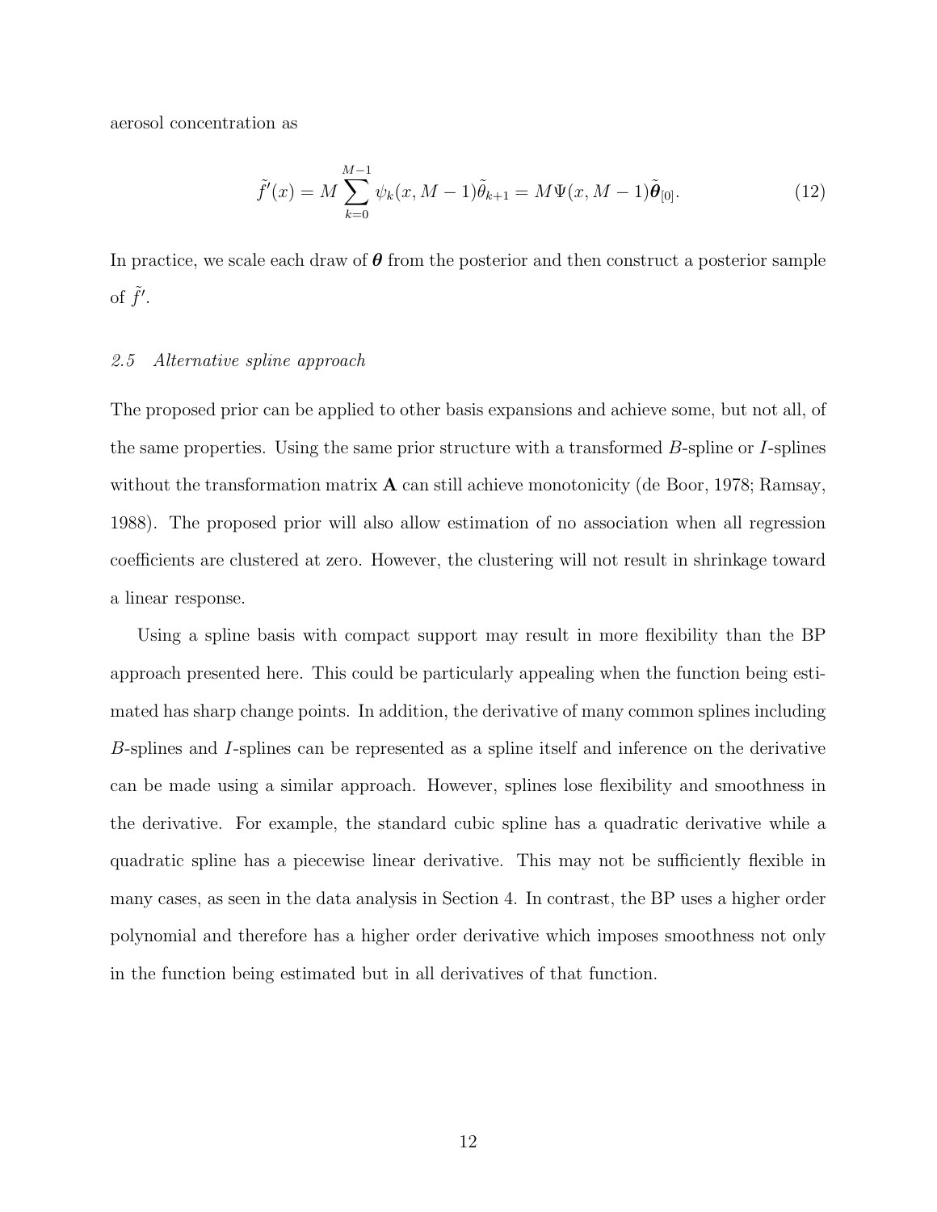aerosol concentration as

$$\tilde{f}'(x) = M \sum_{k=0}^{M-1} \psi_k(x, M-1)\tilde{\theta}_{k+1} = M\Psi(x, M-1)\tilde{\boldsymbol{\theta}}_{[0]}. \tag{12}$$

In practice, we scale each draw of $\boldsymbol{\theta}$ from the posterior and then construct a posterior sample of $\tilde{f}'$.

### *2.5 Alternative spline approach*

The proposed prior can be applied to other basis expansions and achieve some, but not all, of the same properties. Using the same prior structure with a transformed $B$-spline or $I$-splines without the transformation matrix $\mathbf{A}$ can still achieve monotonicity (de Boor, 1978; Ramsay, 1988). The proposed prior will also allow estimation of no association when all regression coefficients are clustered at zero. However, the clustering will not result in shrinkage toward a linear response.

Using a spline basis with compact support may result in more flexibility than the BP approach presented here. This could be particularly appealing when the function being estimated has sharp change points. In addition, the derivative of many common splines including $B$-splines and $I$-splines can be represented as a spline itself and inference on the derivative can be made using a similar approach. However, splines lose flexibility and smoothness in the derivative. For example, the standard cubic spline has a quadratic derivative while a quadratic spline has a piecewise linear derivative. This may not be sufficiently flexible in many cases, as seen in the data analysis in Section 4. In contrast, the BP uses a higher order polynomial and therefore has a higher order derivative which imposes smoothness not only in the function being estimated but in all derivatives of that function.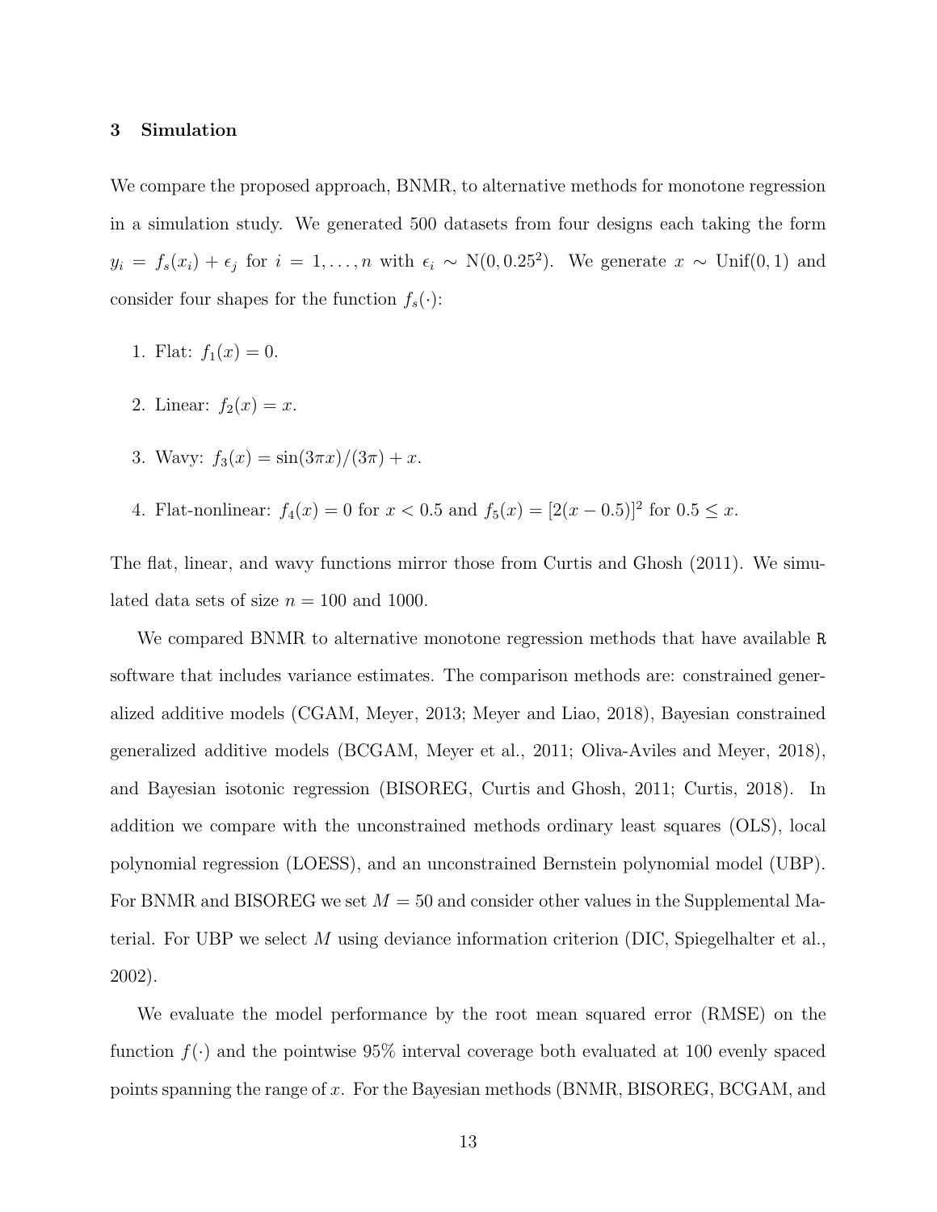## 3 Simulation

We compare the proposed approach, BNMR, to alternative methods for monotone regression in a simulation study. We generated 500 datasets from four designs each taking the form $y_i = f_s(x_i) + \epsilon_j$ for $i = 1, \ldots, n$ with $\epsilon_i \sim \text{N}(0, 0.25^2)$. We generate $x \sim \text{Unif}(0, 1)$ and consider four shapes for the function $f_s(\cdot)$:

1. Flat: $f_1(x) = 0$.
2. Linear: $f_2(x) = x$.
3. Wavy: $f_3(x) = \sin(3\pi x)/(3\pi) + x$.
4. Flat-nonlinear: $f_4(x) = 0$ for $x < 0.5$ and $f_5(x) = [2(x - 0.5)]^2$ for $0.5 \leq x$.

The flat, linear, and wavy functions mirror those from Curtis and Ghosh (2011). We simulated data sets of size $n = 100$ and 1000.

We compared BNMR to alternative monotone regression methods that have available `R` software that includes variance estimates. The comparison methods are: constrained generalized additive models (CGAM, Meyer, 2013; Meyer and Liao, 2018), Bayesian constrained generalized additive models (BCGAM, Meyer et al., 2011; Oliva-Aviles and Meyer, 2018), and Bayesian isotonic regression (BISOREG, Curtis and Ghosh, 2011; Curtis, 2018). In addition we compare with the unconstrained methods ordinary least squares (OLS), local polynomial regression (LOESS), and an unconstrained Bernstein polynomial model (UBP). For BNMR and BISOREG we set $M = 50$ and consider other values in the Supplemental Material. For UBP we select $M$ using deviance information criterion (DIC, Spiegelhalter et al., 2002).

We evaluate the model performance by the root mean squared error (RMSE) on the function $f(\cdot)$ and the pointwise 95% interval coverage both evaluated at 100 evenly spaced points spanning the range of $x$. For the Bayesian methods (BNMR, BISOREG, BCGAM, and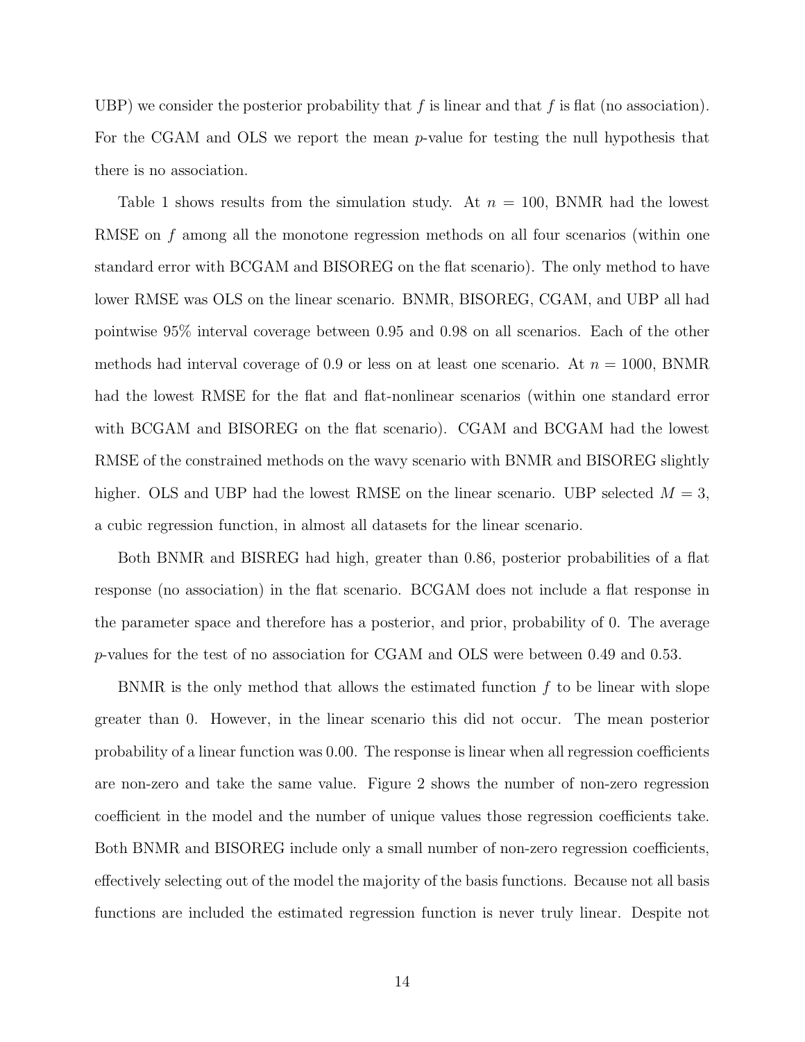UBP) we consider the posterior probability that $f$ is linear and that $f$ is flat (no association). For the CGAM and OLS we report the mean $p$-value for testing the null hypothesis that there is no association.

Table 1 shows results from the simulation study. At $n = 100$, BNMR had the lowest RMSE on $f$ among all the monotone regression methods on all four scenarios (within one standard error with BCGAM and BISOREG on the flat scenario). The only method to have lower RMSE was OLS on the linear scenario. BNMR, BISOREG, CGAM, and UBP all had pointwise 95% interval coverage between 0.95 and 0.98 on all scenarios. Each of the other methods had interval coverage of 0.9 or less on at least one scenario. At $n = 1000$, BNMR had the lowest RMSE for the flat and flat-nonlinear scenarios (within one standard error with BCGAM and BISOREG on the flat scenario). CGAM and BCGAM had the lowest RMSE of the constrained methods on the wavy scenario with BNMR and BISOREG slightly higher. OLS and UBP had the lowest RMSE on the linear scenario. UBP selected $M = 3$, a cubic regression function, in almost all datasets for the linear scenario.

Both BNMR and BISREG had high, greater than 0.86, posterior probabilities of a flat response (no association) in the flat scenario. BCGAM does not include a flat response in the parameter space and therefore has a posterior, and prior, probability of 0. The average $p$-values for the test of no association for CGAM and OLS were between 0.49 and 0.53.

BNMR is the only method that allows the estimated function $f$ to be linear with slope greater than 0. However, in the linear scenario this did not occur. The mean posterior probability of a linear function was 0.00. The response is linear when all regression coefficients are non-zero and take the same value. Figure 2 shows the number of non-zero regression coefficient in the model and the number of unique values those regression coefficients take. Both BNMR and BISOREG include only a small number of non-zero regression coefficients, effectively selecting out of the model the majority of the basis functions. Because not all basis functions are included the estimated regression function is never truly linear. Despite not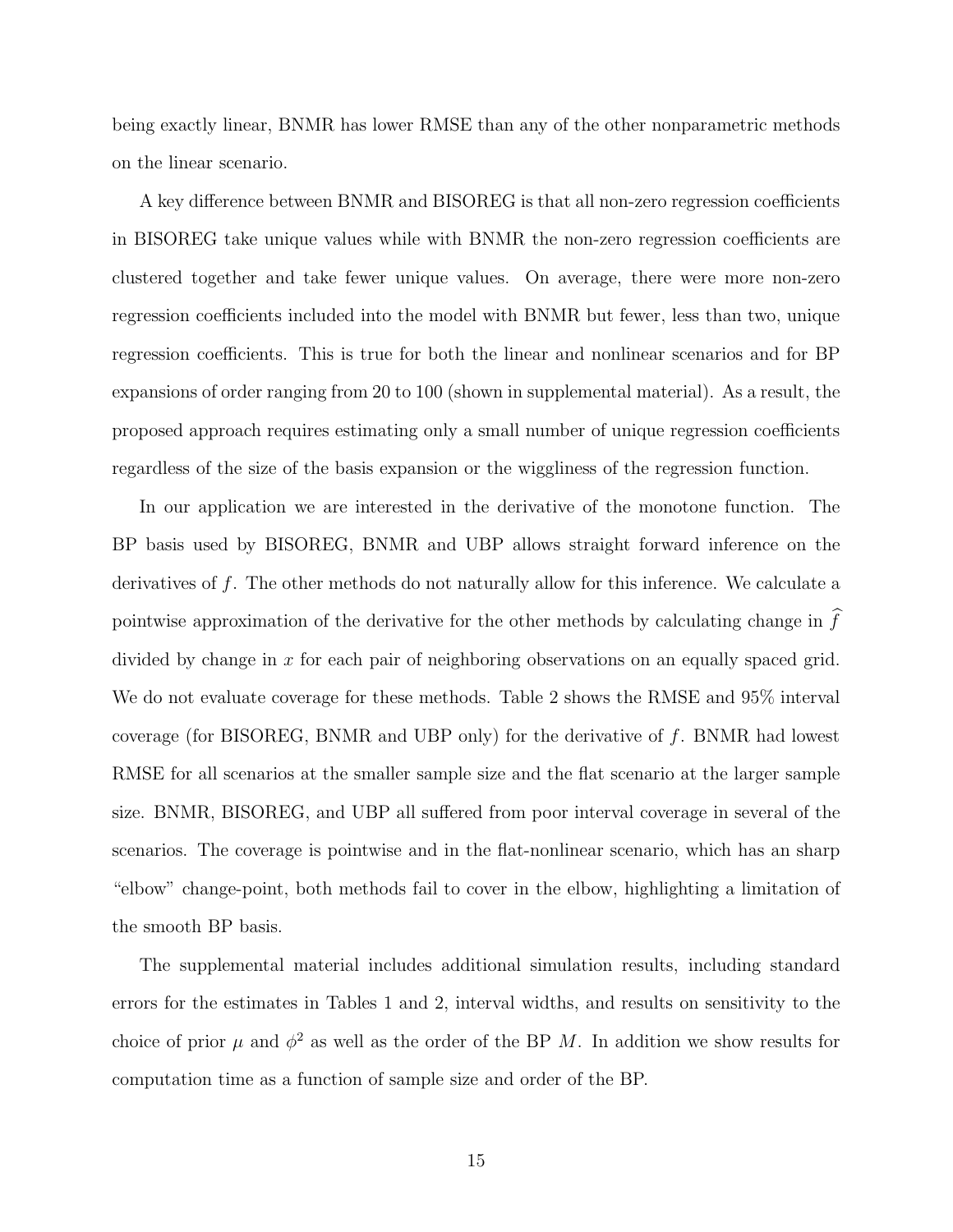being exactly linear, BNMR has lower RMSE than any of the other nonparametric methods on the linear scenario.

A key difference between BNMR and BISOREG is that all non-zero regression coefficients in BISOREG take unique values while with BNMR the non-zero regression coefficients are clustered together and take fewer unique values. On average, there were more non-zero regression coefficients included into the model with BNMR but fewer, less than two, unique regression coefficients. This is true for both the linear and nonlinear scenarios and for BP expansions of order ranging from 20 to 100 (shown in supplemental material). As a result, the proposed approach requires estimating only a small number of unique regression coefficients regardless of the size of the basis expansion or the wiggliness of the regression function.

In our application we are interested in the derivative of the monotone function. The BP basis used by BISOREG, BNMR and UBP allows straight forward inference on the derivatives of $f$. The other methods do not naturally allow for this inference. We calculate a pointwise approximation of the derivative for the other methods by calculating change in $\widehat{f}$ divided by change in $x$ for each pair of neighboring observations on an equally spaced grid. We do not evaluate coverage for these methods. Table 2 shows the RMSE and 95% interval coverage (for BISOREG, BNMR and UBP only) for the derivative of $f$. BNMR had lowest RMSE for all scenarios at the smaller sample size and the flat scenario at the larger sample size. BNMR, BISOREG, and UBP all suffered from poor interval coverage in several of the scenarios. The coverage is pointwise and in the flat-nonlinear scenario, which has an sharp "elbow" change-point, both methods fail to cover in the elbow, highlighting a limitation of the smooth BP basis.

The supplemental material includes additional simulation results, including standard errors for the estimates in Tables 1 and 2, interval widths, and results on sensitivity to the choice of prior $\mu$ and $\phi^2$ as well as the order of the BP $M$. In addition we show results for computation time as a function of sample size and order of the BP.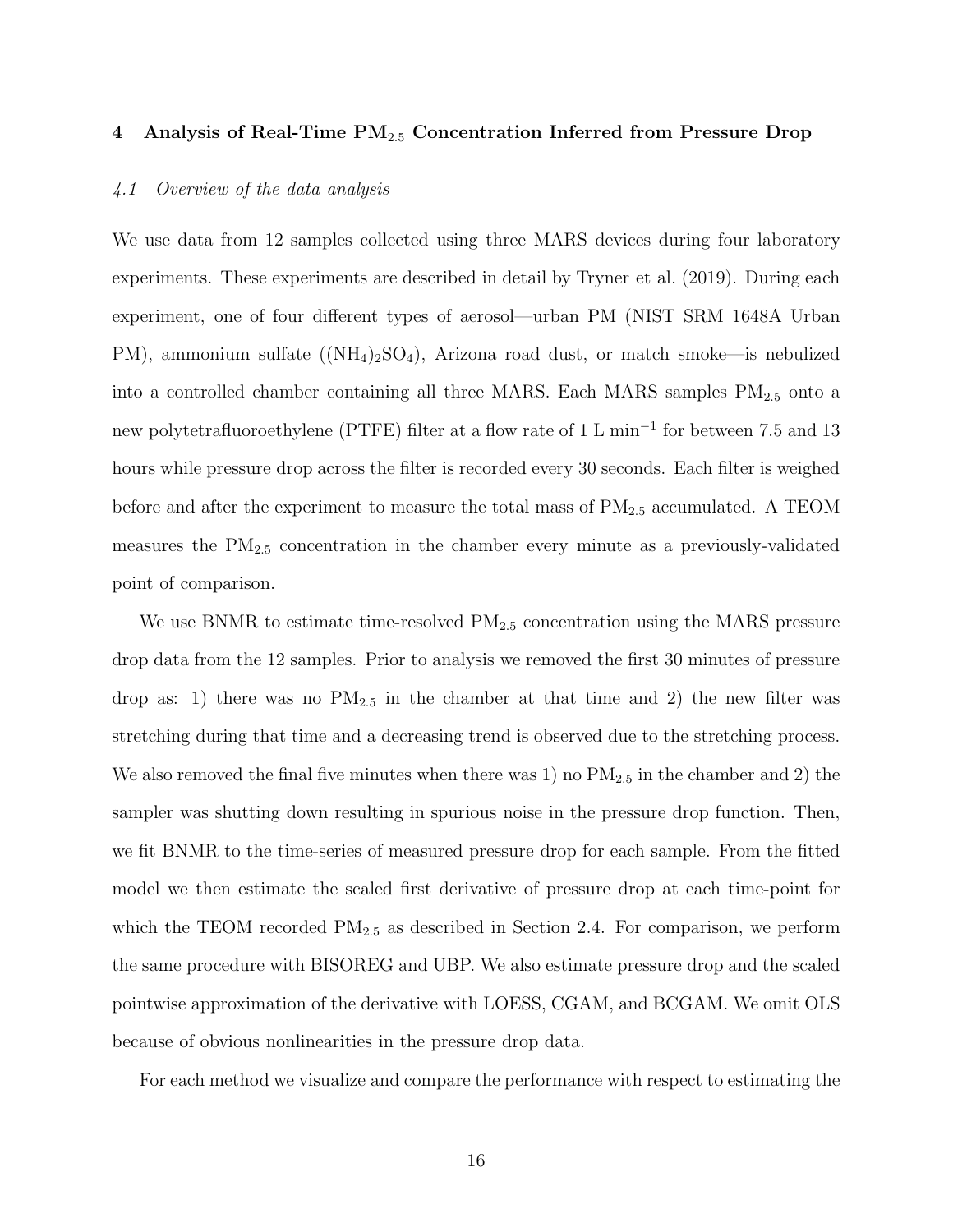## 4 Analysis of Real-Time $PM_{2.5}$ Concentration Inferred from Pressure Drop

### *4.1 Overview of the data analysis*

We use data from 12 samples collected using three MARS devices during four laboratory experiments. These experiments are described in detail by Tryner et al. (2019). During each experiment, one of four different types of aerosol—urban PM (NIST SRM 1648A Urban PM), ammonium sulfate ($(NH_4)_2SO_4$), Arizona road dust, or match smoke—is nebulized into a controlled chamber containing all three MARS. Each MARS samples $PM_{2.5}$ onto a new polytetrafluoroethylene (PTFE) filter at a flow rate of 1 L $min^{-1}$ for between 7.5 and 13 hours while pressure drop across the filter is recorded every 30 seconds. Each filter is weighed before and after the experiment to measure the total mass of $PM_{2.5}$ accumulated. A TEOM measures the $PM_{2.5}$ concentration in the chamber every minute as a previously-validated point of comparison.

We use BNMR to estimate time-resolved $PM_{2.5}$ concentration using the MARS pressure drop data from the 12 samples. Prior to analysis we removed the first 30 minutes of pressure drop as: 1) there was no $PM_{2.5}$ in the chamber at that time and 2) the new filter was stretching during that time and a decreasing trend is observed due to the stretching process. We also removed the final five minutes when there was 1) no $PM_{2.5}$ in the chamber and 2) the sampler was shutting down resulting in spurious noise in the pressure drop function. Then, we fit BNMR to the time-series of measured pressure drop for each sample. From the fitted model we then estimate the scaled first derivative of pressure drop at each time-point for which the TEOM recorded $PM_{2.5}$ as described in Section 2.4. For comparison, we perform the same procedure with BISOREG and UBP. We also estimate pressure drop and the scaled pointwise approximation of the derivative with LOESS, CGAM, and BCGAM. We omit OLS because of obvious nonlinearities in the pressure drop data.

For each method we visualize and compare the performance with respect to estimating the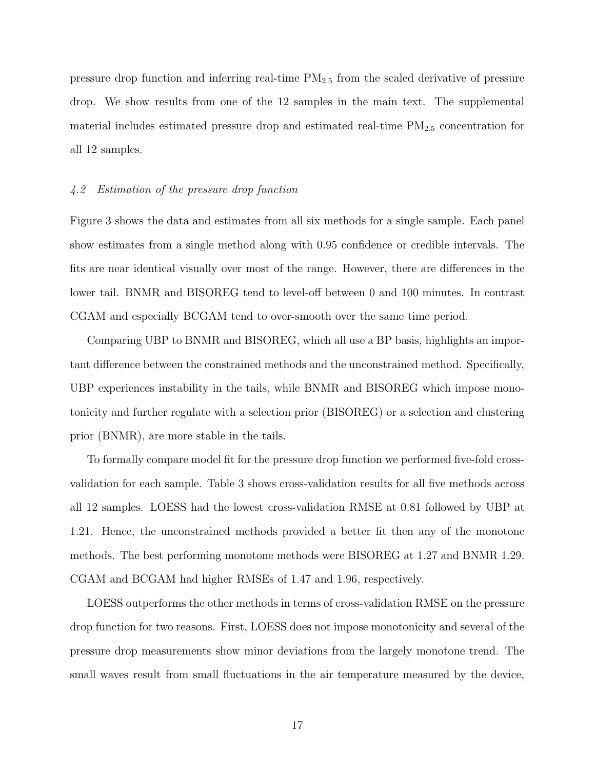pressure drop function and inferring real-time $PM_{2.5}$ from the scaled derivative of pressure drop. We show results from one of the 12 samples in the main text. The supplemental material includes estimated pressure drop and estimated real-time $PM_{2.5}$ concentration for all 12 samples.

### *4.2 Estimation of the pressure drop function*

Figure 3 shows the data and estimates from all six methods for a single sample. Each panel show estimates from a single method along with 0.95 confidence or credible intervals. The fits are near identical visually over most of the range. However, there are differences in the lower tail. BNMR and BISOREG tend to level-off between 0 and 100 minutes. In contrast CGAM and especially BCGAM tend to over-smooth over the same time period.

Comparing UBP to BNMR and BISOREG, which all use a BP basis, highlights an important difference between the constrained methods and the unconstrained method. Specifically, UBP experiences instability in the tails, while BNMR and BISOREG which impose monotonicity and further regulate with a selection prior (BISOREG) or a selection and clustering prior (BNMR), are more stable in the tails.

To formally compare model fit for the pressure drop function we performed five-fold cross-validation for each sample. Table 3 shows cross-validation results for all five methods across all 12 samples. LOESS had the lowest cross-validation RMSE at 0.81 followed by UBP at 1.21. Hence, the unconstrained methods provided a better fit then any of the monotone methods. The best performing monotone methods were BISOREG at 1.27 and BNMR 1.29. CGAM and BCGAM had higher RMSEs of 1.47 and 1.96, respectively.

LOESS outperforms the other methods in terms of cross-validation RMSE on the pressure drop function for two reasons. First, LOESS does not impose monotonicity and several of the pressure drop measurements show minor deviations from the largely monotone trend. The small waves result from small fluctuations in the air temperature measured by the device,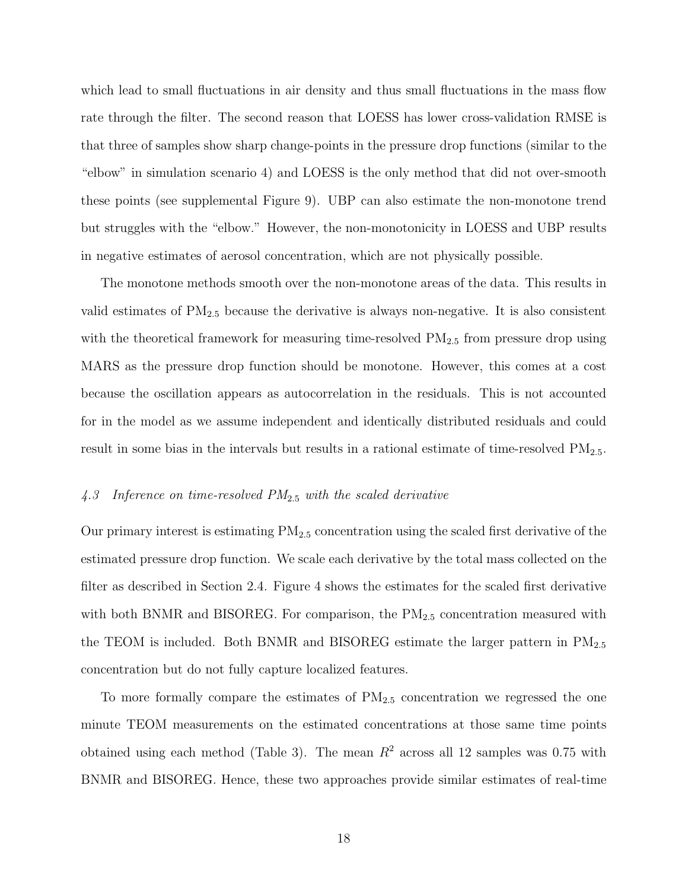which lead to small fluctuations in air density and thus small fluctuations in the mass flow rate through the filter. The second reason that LOESS has lower cross-validation RMSE is that three of samples show sharp change-points in the pressure drop functions (similar to the "elbow" in simulation scenario 4) and LOESS is the only method that did not over-smooth these points (see supplemental Figure 9). UBP can also estimate the non-monotone trend but struggles with the "elbow." However, the non-monotonicity in LOESS and UBP results in negative estimates of aerosol concentration, which are not physically possible.

The monotone methods smooth over the non-monotone areas of the data. This results in valid estimates of $PM_{2.5}$ because the derivative is always non-negative. It is also consistent with the theoretical framework for measuring time-resolved $PM_{2.5}$ from pressure drop using MARS as the pressure drop function should be monotone. However, this comes at a cost because the oscillation appears as autocorrelation in the residuals. This is not accounted for in the model as we assume independent and identically distributed residuals and could result in some bias in the intervals but results in a rational estimate of time-resolved $PM_{2.5}$.

### *4.3 Inference on time-resolved $PM_{2.5}$ with the scaled derivative*

Our primary interest is estimating $PM_{2.5}$ concentration using the scaled first derivative of the estimated pressure drop function. We scale each derivative by the total mass collected on the filter as described in Section 2.4. Figure 4 shows the estimates for the scaled first derivative with both BNMR and BISOREG. For comparison, the $PM_{2.5}$ concentration measured with the TEOM is included. Both BNMR and BISOREG estimate the larger pattern in $PM_{2.5}$ concentration but do not fully capture localized features.

To more formally compare the estimates of $PM_{2.5}$ concentration we regressed the one minute TEOM measurements on the estimated concentrations at those same time points obtained using each method (Table 3). The mean $R^2$ across all 12 samples was 0.75 with BNMR and BISOREG. Hence, these two approaches provide similar estimates of real-time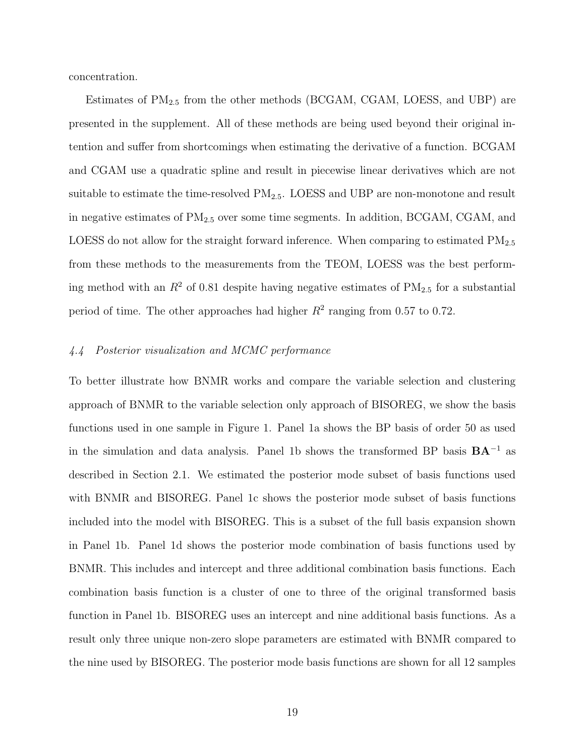concentration.

Estimates of $PM_{2.5}$ from the other methods (BCGAM, CGAM, LOESS, and UBP) are presented in the supplement. All of these methods are being used beyond their original intention and suffer from shortcomings when estimating the derivative of a function. BCGAM and CGAM use a quadratic spline and result in piecewise linear derivatives which are not suitable to estimate the time-resolved $PM_{2.5}$. LOESS and UBP are non-monotone and result in negative estimates of $PM_{2.5}$ over some time segments. In addition, BCGAM, CGAM, and LOESS do not allow for the straight forward inference. When comparing to estimated $PM_{2.5}$ from these methods to the measurements from the TEOM, LOESS was the best performing method with an $R^2$ of 0.81 despite having negative estimates of $PM_{2.5}$ for a substantial period of time. The other approaches had higher $R^2$ ranging from 0.57 to 0.72.

### *4.4 Posterior visualization and MCMC performance*

To better illustrate how BNMR works and compare the variable selection and clustering approach of BNMR to the variable selection only approach of BISOREG, we show the basis functions used in one sample in Figure 1. Panel 1a shows the BP basis of order 50 as used in the simulation and data analysis. Panel 1b shows the transformed BP basis $\mathbf{BA}^{-1}$ as described in Section 2.1. We estimated the posterior mode subset of basis functions used with BNMR and BISOREG. Panel 1c shows the posterior mode subset of basis functions included into the model with BISOREG. This is a subset of the full basis expansion shown in Panel 1b. Panel 1d shows the posterior mode combination of basis functions used by BNMR. This includes and intercept and three additional combination basis functions. Each combination basis function is a cluster of one to three of the original transformed basis function in Panel 1b. BISOREG uses an intercept and nine additional basis functions. As a result only three unique non-zero slope parameters are estimated with BNMR compared to the nine used by BISOREG. The posterior mode basis functions are shown for all 12 samples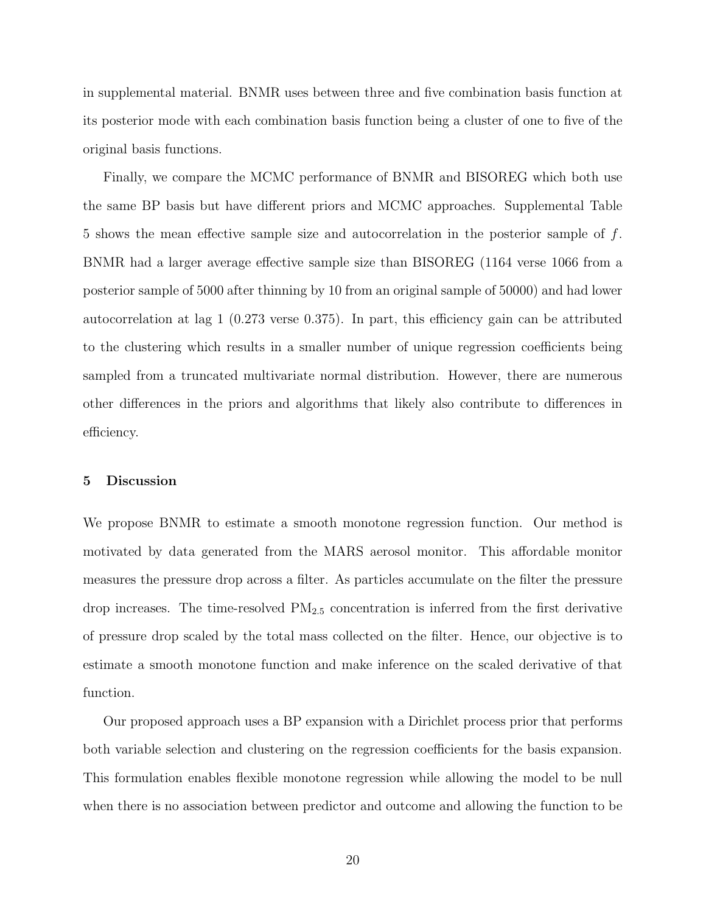in supplemental material. BNMR uses between three and five combination basis function at its posterior mode with each combination basis function being a cluster of one to five of the original basis functions.

Finally, we compare the MCMC performance of BNMR and BISOREG which both use the same BP basis but have different priors and MCMC approaches. Supplemental Table 5 shows the mean effective sample size and autocorrelation in the posterior sample of $f$. BNMR had a larger average effective sample size than BISOREG (1164 verse 1066 from a posterior sample of 5000 after thinning by 10 from an original sample of 50000) and had lower autocorrelation at lag 1 (0.273 verse 0.375). In part, this efficiency gain can be attributed to the clustering which results in a smaller number of unique regression coefficients being sampled from a truncated multivariate normal distribution. However, there are numerous other differences in the priors and algorithms that likely also contribute to differences in efficiency.

## 5 Discussion

We propose BNMR to estimate a smooth monotone regression function. Our method is motivated by data generated from the MARS aerosol monitor. This affordable monitor measures the pressure drop across a filter. As particles accumulate on the filter the pressure drop increases. The time-resolved $PM_{2.5}$ concentration is inferred from the first derivative of pressure drop scaled by the total mass collected on the filter. Hence, our objective is to estimate a smooth monotone function and make inference on the scaled derivative of that function.

Our proposed approach uses a BP expansion with a Dirichlet process prior that performs both variable selection and clustering on the regression coefficients for the basis expansion. This formulation enables flexible monotone regression while allowing the model to be null when there is no association between predictor and outcome and allowing the function to be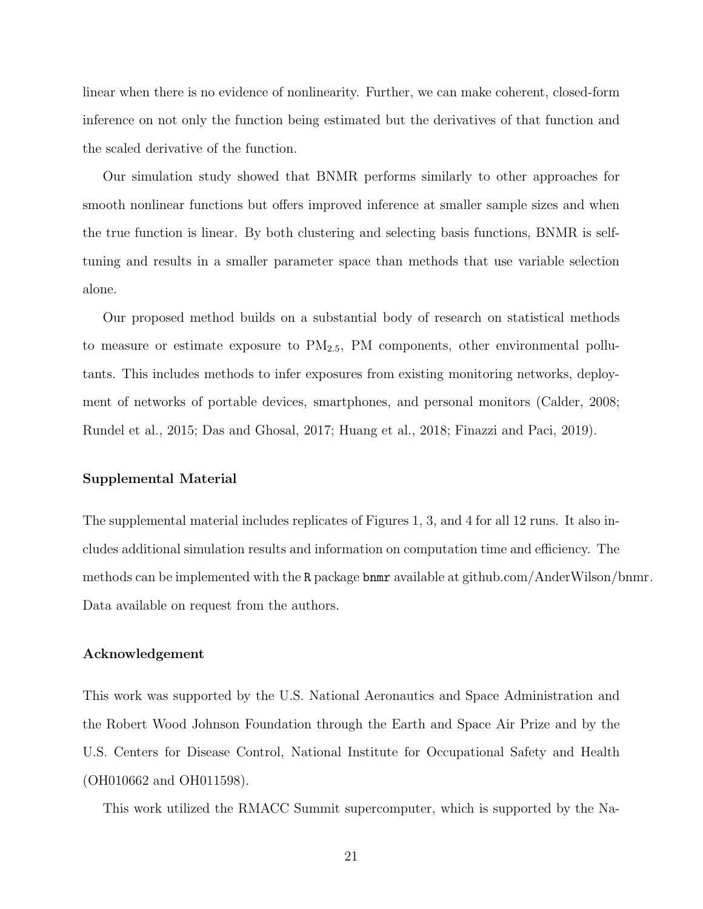linear when there is no evidence of nonlinearity. Further, we can make coherent, closed-form inference on not only the function being estimated but the derivatives of that function and the scaled derivative of the function.

Our simulation study showed that BNMR performs similarly to other approaches for smooth nonlinear functions but offers improved inference at smaller sample sizes and when the true function is linear. By both clustering and selecting basis functions, BNMR is self-tuning and results in a smaller parameter space than methods that use variable selection alone.

Our proposed method builds on a substantial body of research on statistical methods to measure or estimate exposure to $PM_{2.5}$, PM components, other environmental pollutants. This includes methods to infer exposures from existing monitoring networks, deployment of networks of portable devices, smartphones, and personal monitors (Calder, 2008; Rundel et al., 2015; Das and Ghosal, 2017; Huang et al., 2018; Finazzi and Paci, 2019).

### Supplemental Material

The supplemental material includes replicates of Figures 1, 3, and 4 for all 12 runs. It also includes additional simulation results and information on computation time and efficiency. The methods can be implemented with the `R` package `bnmr` available at github.com/AnderWilson/bnmr. Data available on request from the authors.

### Acknowledgement

This work was supported by the U.S. National Aeronautics and Space Administration and the Robert Wood Johnson Foundation through the Earth and Space Air Prize and by the U.S. Centers for Disease Control, National Institute for Occupational Safety and Health (OH010662 and OH011598).

This work utilized the RMACC Summit supercomputer, which is supported by the Na-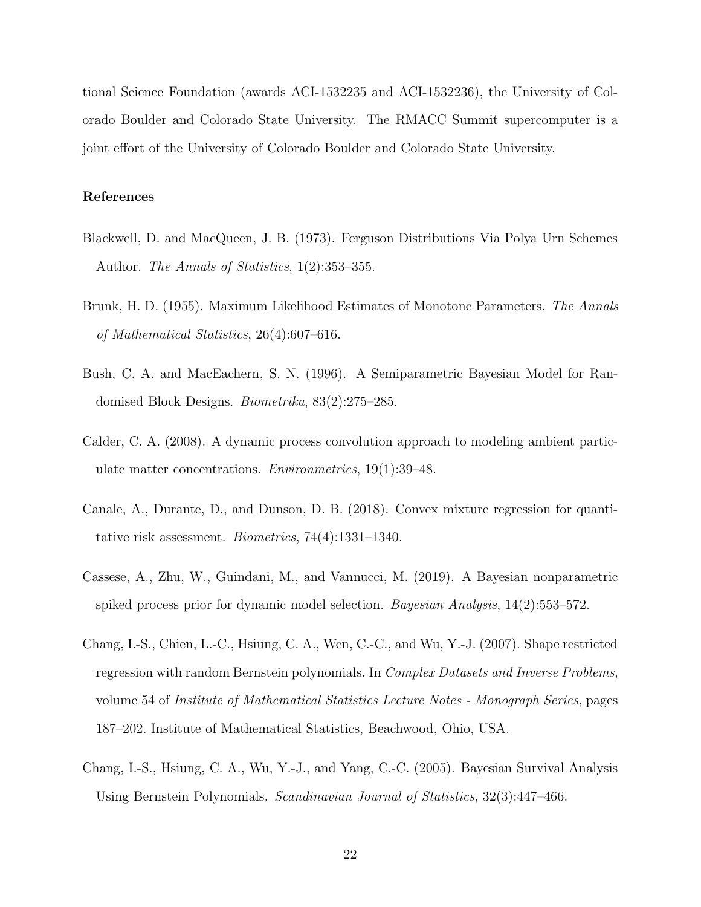tional Science Foundation (awards ACI-1532235 and ACI-1532236), the University of Colorado Boulder and Colorado State University. The RMACC Summit supercomputer is a joint effort of the University of Colorado Boulder and Colorado State University.

### References

Blackwell, D. and MacQueen, J. B. (1973). Ferguson Distributions Via Polya Urn Schemes Author. *The Annals of Statistics*, 1(2):353–355.

Brunk, H. D. (1955). Maximum Likelihood Estimates of Monotone Parameters. *The Annals of Mathematical Statistics*, 26(4):607–616.

Bush, C. A. and MacEachern, S. N. (1996). A Semiparametric Bayesian Model for Randomised Block Designs. *Biometrika*, 83(2):275–285.

Calder, C. A. (2008). A dynamic process convolution approach to modeling ambient particulate matter concentrations. *Environmetrics*, 19(1):39–48.

Canale, A., Durante, D., and Dunson, D. B. (2018). Convex mixture regression for quantitative risk assessment. *Biometrics*, 74(4):1331–1340.

Cassese, A., Zhu, W., Guindani, M., and Vannucci, M. (2019). A Bayesian nonparametric spiked process prior for dynamic model selection. *Bayesian Analysis*, 14(2):553–572.

Chang, I.-S., Chien, L.-C., Hsiung, C. A., Wen, C.-C., and Wu, Y.-J. (2007). Shape restricted regression with random Bernstein polynomials. In *Complex Datasets and Inverse Problems*, volume 54 of *Institute of Mathematical Statistics Lecture Notes - Monograph Series*, pages 187–202. Institute of Mathematical Statistics, Beachwood, Ohio, USA.

Chang, I.-S., Hsiung, C. A., Wu, Y.-J., and Yang, C.-C. (2005). Bayesian Survival Analysis Using Bernstein Polynomials. *Scandinavian Journal of Statistics*, 32(3):447–466.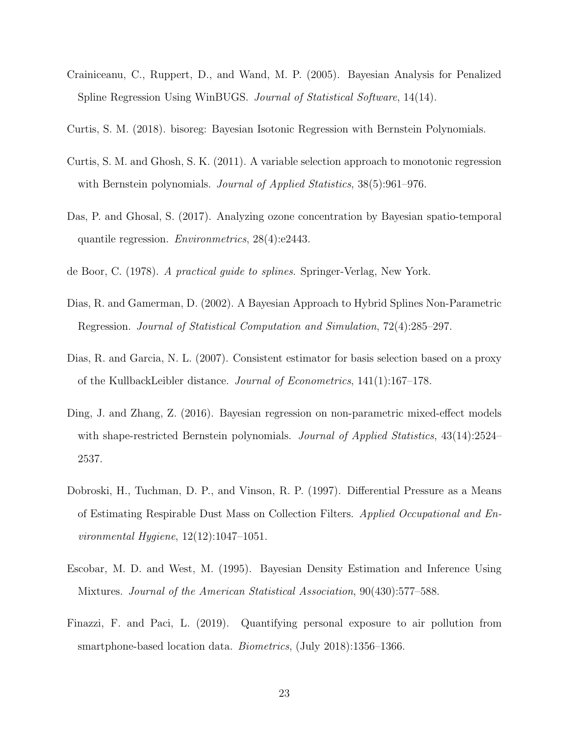Crainiceanu, C., Ruppert, D., and Wand, M. P. (2005). Bayesian Analysis for Penalized Spline Regression Using WinBUGS. *Journal of Statistical Software*, 14(14).

Curtis, S. M. (2018). bisoreg: Bayesian Isotonic Regression with Bernstein Polynomials.

Curtis, S. M. and Ghosh, S. K. (2011). A variable selection approach to monotonic regression with Bernstein polynomials. *Journal of Applied Statistics*, 38(5):961–976.

Das, P. and Ghosal, S. (2017). Analyzing ozone concentration by Bayesian spatio-temporal quantile regression. *Environmetrics*, 28(4):e2443.

de Boor, C. (1978). *A practical guide to splines*. Springer-Verlag, New York.

Dias, R. and Gamerman, D. (2002). A Bayesian Approach to Hybrid Splines Non-Parametric Regression. *Journal of Statistical Computation and Simulation*, 72(4):285–297.

Dias, R. and Garcia, N. L. (2007). Consistent estimator for basis selection based on a proxy of the KullbackLeibler distance. *Journal of Econometrics*, 141(1):167–178.

Ding, J. and Zhang, Z. (2016). Bayesian regression on non-parametric mixed-effect models with shape-restricted Bernstein polynomials. *Journal of Applied Statistics*, 43(14):2524–2537.

Dobroski, H., Tuchman, D. P., and Vinson, R. P. (1997). Differential Pressure as a Means of Estimating Respirable Dust Mass on Collection Filters. *Applied Occupational and Environmental Hygiene*, 12(12):1047–1051.

Escobar, M. D. and West, M. (1995). Bayesian Density Estimation and Inference Using Mixtures. *Journal of the American Statistical Association*, 90(430):577–588.

Finazzi, F. and Paci, L. (2019). Quantifying personal exposure to air pollution from smartphone-based location data. *Biometrics*, (July 2018):1356–1366.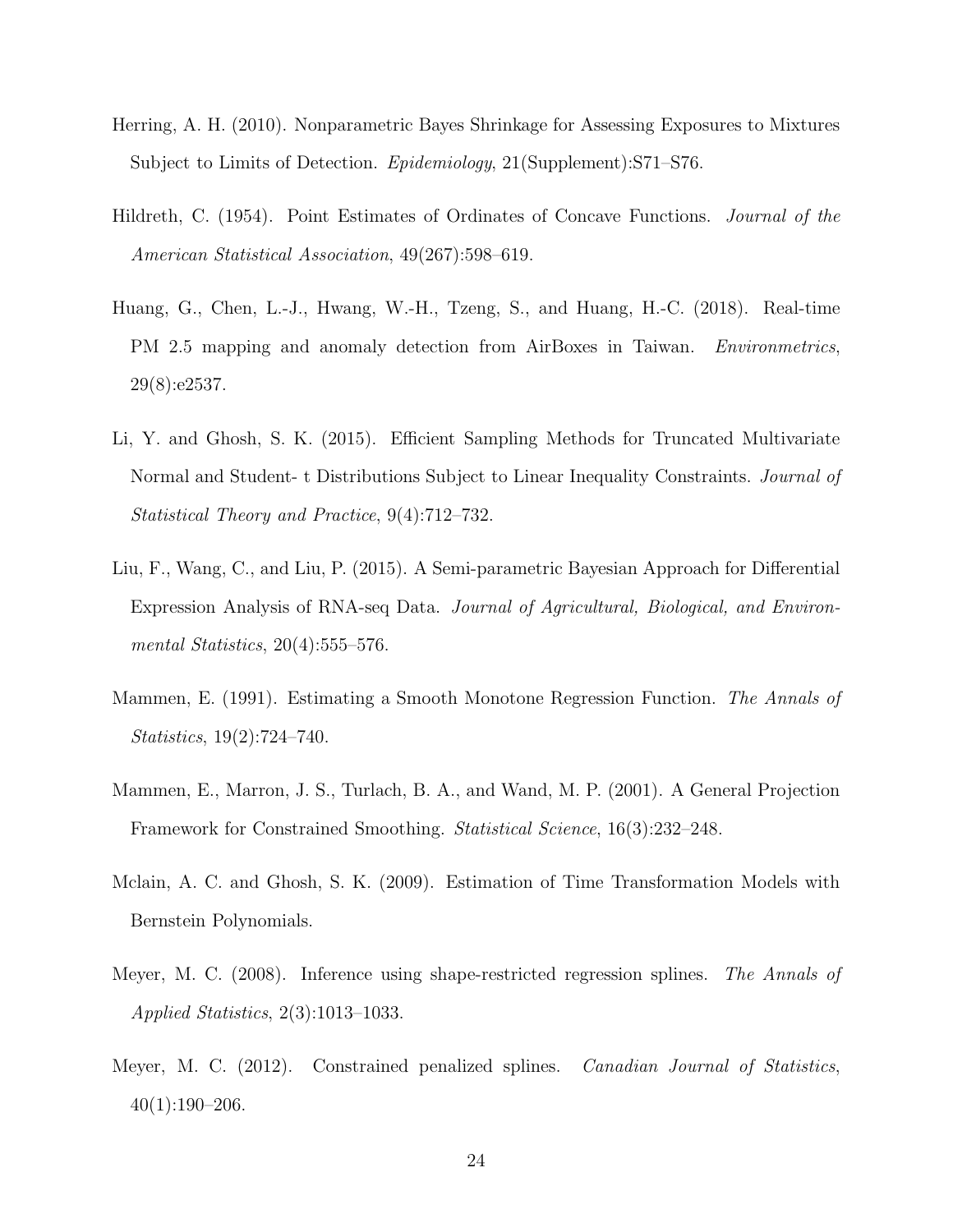Herring, A. H. (2010). Nonparametric Bayes Shrinkage for Assessing Exposures to Mixtures Subject to Limits of Detection. *Epidemiology*, 21(Supplement):S71–S76.

Hildreth, C. (1954). Point Estimates of Ordinates of Concave Functions. *Journal of the American Statistical Association*, 49(267):598–619.

Huang, G., Chen, L.-J., Hwang, W.-H., Tzeng, S., and Huang, H.-C. (2018). Real-time PM 2.5 mapping and anomaly detection from AirBoxes in Taiwan. *Environmetrics*, 29(8):e2537.

Li, Y. and Ghosh, S. K. (2015). Efficient Sampling Methods for Truncated Multivariate Normal and Student- t Distributions Subject to Linear Inequality Constraints. *Journal of Statistical Theory and Practice*, 9(4):712–732.

Liu, F., Wang, C., and Liu, P. (2015). A Semi-parametric Bayesian Approach for Differential Expression Analysis of RNA-seq Data. *Journal of Agricultural, Biological, and Environmental Statistics*, 20(4):555–576.

Mammen, E. (1991). Estimating a Smooth Monotone Regression Function. *The Annals of Statistics*, 19(2):724–740.

Mammen, E., Marron, J. S., Turlach, B. A., and Wand, M. P. (2001). A General Projection Framework for Constrained Smoothing. *Statistical Science*, 16(3):232–248.

Mclain, A. C. and Ghosh, S. K. (2009). Estimation of Time Transformation Models with Bernstein Polynomials.

Meyer, M. C. (2008). Inference using shape-restricted regression splines. *The Annals of Applied Statistics*, 2(3):1013–1033.

Meyer, M. C. (2012). Constrained penalized splines. *Canadian Journal of Statistics*, 40(1):190–206.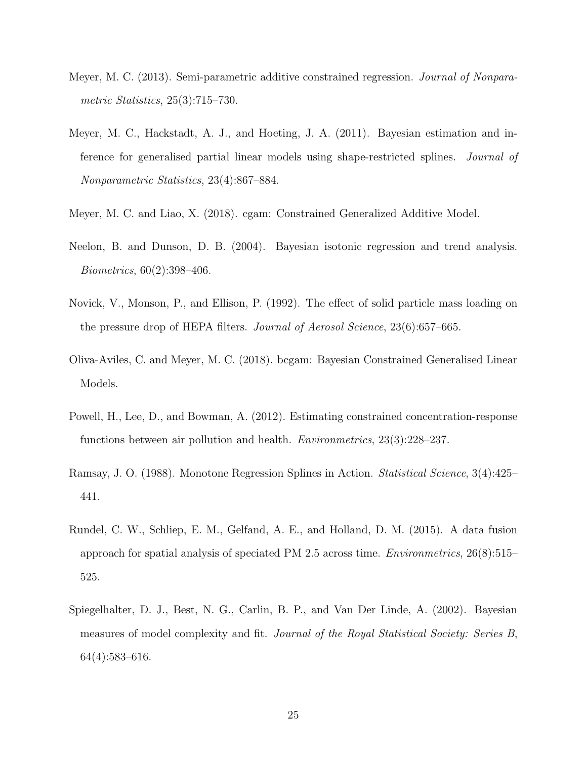Meyer, M. C. (2013). Semi-parametric additive constrained regression. *Journal of Nonparametric Statistics*, 25(3):715–730.

Meyer, M. C., Hackstadt, A. J., and Hoeting, J. A. (2011). Bayesian estimation and inference for generalised partial linear models using shape-restricted splines. *Journal of Nonparametric Statistics*, 23(4):867–884.

Meyer, M. C. and Liao, X. (2018). cgam: Constrained Generalized Additive Model.

Neelon, B. and Dunson, D. B. (2004). Bayesian isotonic regression and trend analysis. *Biometrics*, 60(2):398–406.

Novick, V., Monson, P., and Ellison, P. (1992). The effect of solid particle mass loading on the pressure drop of HEPA filters. *Journal of Aerosol Science*, 23(6):657–665.

Oliva-Aviles, C. and Meyer, M. C. (2018). bcgam: Bayesian Constrained Generalised Linear Models.

Powell, H., Lee, D., and Bowman, A. (2012). Estimating constrained concentration-response functions between air pollution and health. *Environmetrics*, 23(3):228–237.

Ramsay, J. O. (1988). Monotone Regression Splines in Action. *Statistical Science*, 3(4):425–441.

Rundel, C. W., Schliep, E. M., Gelfand, A. E., and Holland, D. M. (2015). A data fusion approach for spatial analysis of speciated PM 2.5 across time. *Environmetrics*, 26(8):515–525.

Spiegelhalter, D. J., Best, N. G., Carlin, B. P., and Van Der Linde, A. (2002). Bayesian measures of model complexity and fit. *Journal of the Royal Statistical Society: Series B*, 64(4):583–616.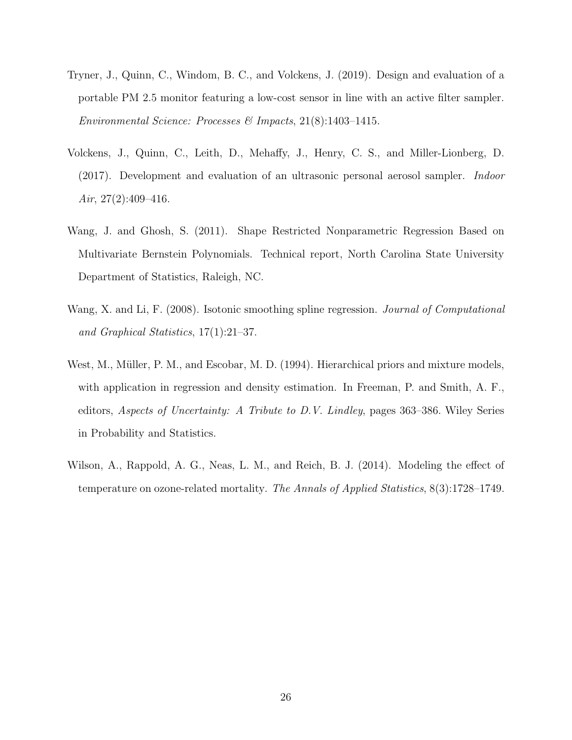Tryner, J., Quinn, C., Windom, B. C., and Volckens, J. (2019). Design and evaluation of a portable PM 2.5 monitor featuring a low-cost sensor in line with an active filter sampler. *Environmental Science: Processes & Impacts*, 21(8):1403–1415.

Volckens, J., Quinn, C., Leith, D., Mehaffy, J., Henry, C. S., and Miller-Lionberg, D. (2017). Development and evaluation of an ultrasonic personal aerosol sampler. *Indoor Air*, 27(2):409–416.

Wang, J. and Ghosh, S. (2011). Shape Restricted Nonparametric Regression Based on Multivariate Bernstein Polynomials. Technical report, North Carolina State University Department of Statistics, Raleigh, NC.

Wang, X. and Li, F. (2008). Isotonic smoothing spline regression. *Journal of Computational and Graphical Statistics*, 17(1):21–37.

West, M., Müller, P. M., and Escobar, M. D. (1994). Hierarchical priors and mixture models, with application in regression and density estimation. In Freeman, P. and Smith, A. F., editors, *Aspects of Uncertainty: A Tribute to D.V. Lindley*, pages 363–386. Wiley Series in Probability and Statistics.

Wilson, A., Rappold, A. G., Neas, L. M., and Reich, B. J. (2014). Modeling the effect of temperature on ozone-related mortality. *The Annals of Applied Statistics*, 8(3):1728–1749.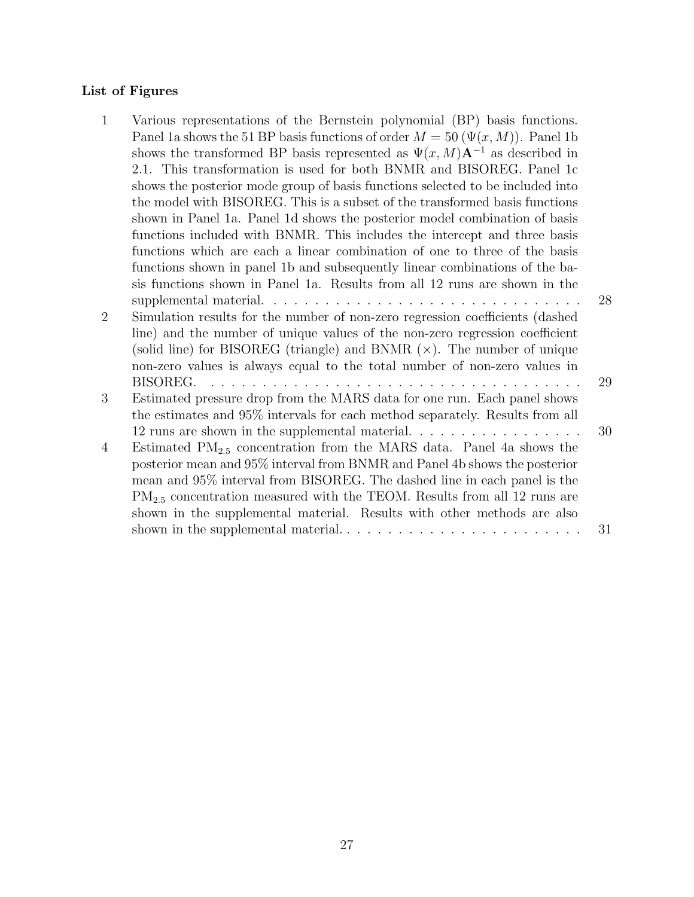## List of Figures

1. Various representations of the Bernstein polynomial (BP) basis functions. Panel 1a shows the 51 BP basis functions of order $M = 50$ ($\Psi(x, M)$). Panel 1b shows the transformed BP basis represented as $\Psi(x, M)\mathbf{A}^{-1}$ as described in 2.1. This transformation is used for both BNMR and BISOREG. Panel 1c shows the posterior mode group of basis functions selected to be included into the model with BISOREG. This is a subset of the transformed basis functions shown in Panel 1a. Panel 1d shows the posterior model combination of basis functions included with BNMR. This includes the intercept and three basis functions which are each a linear combination of one to three of the basis functions shown in panel 1b and subsequently linear combinations of the basis functions shown in Panel 1a. Results from all 12 runs are shown in the supplemental material. . . . . . . . . . . . . . . . . . . . . . . . . . . . . . . . 28
2. Simulation results for the number of non-zero regression coefficients (dashed line) and the number of unique values of the non-zero regression coefficient (solid line) for BISOREG (triangle) and BNMR ($\times$). The number of unique non-zero values is always equal to the total number of non-zero values in BISOREG. . . . . . . . . . . . . . . . . . . . . . . . . . . . . . . . . . . . . . . . 29
3. Estimated pressure drop from the MARS data for one run. Each panel shows the estimates and 95% intervals for each method separately. Results from all 12 runs are shown in the supplemental material. . . . . . . . . . . . . . . . . . 30
4. Estimated $PM_{2.5}$ concentration from the MARS data. Panel 4a shows the posterior mean and 95% interval from BNMR and Panel 4b shows the posterior mean and 95% interval from BISOREG. The dashed line in each panel is the $PM_{2.5}$ concentration measured with the TEOM. Results from all 12 runs are shown in the supplemental material. Results with other methods are also shown in the supplemental material. . . . . . . . . . . . . . . . . . . . . . . . 31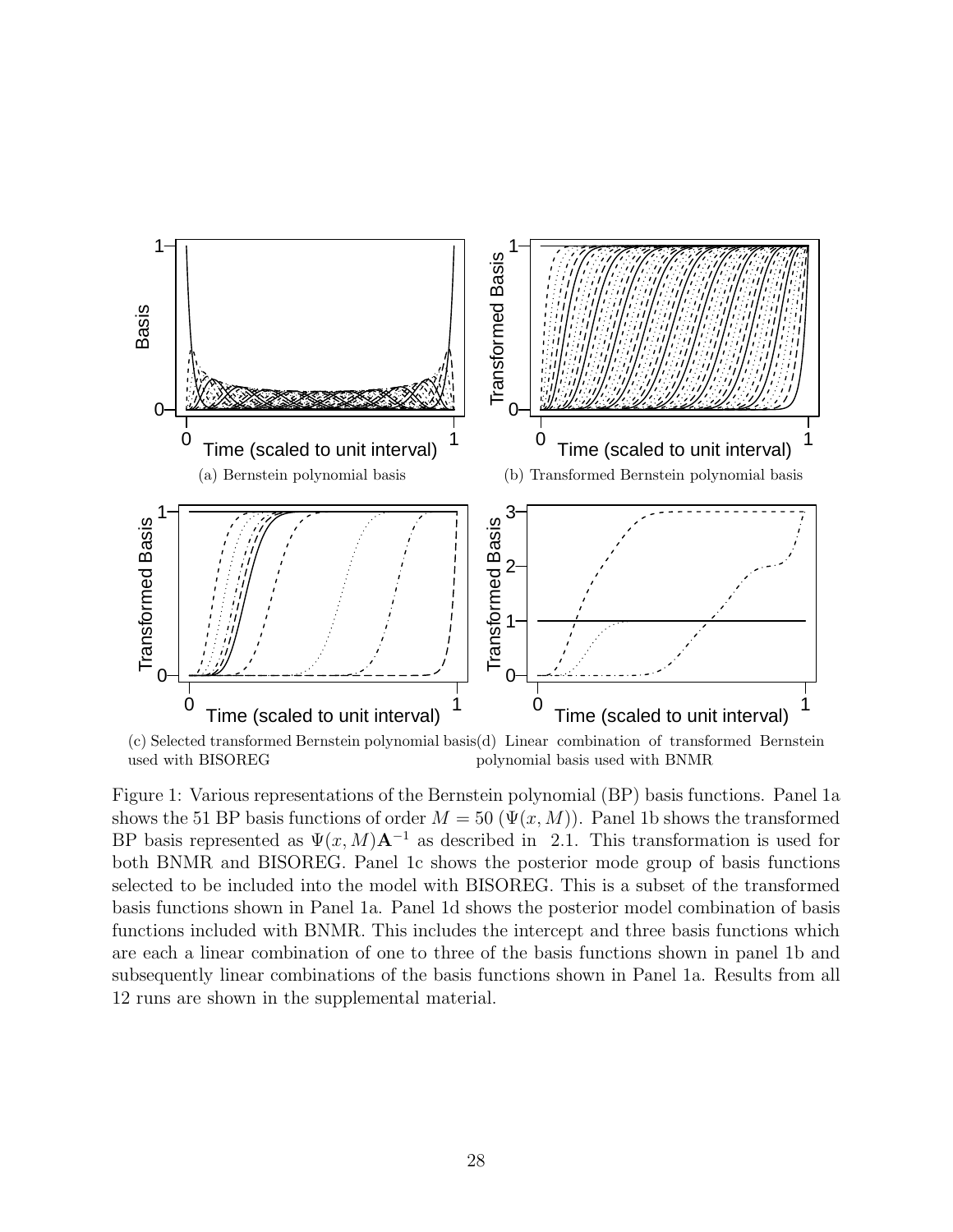(a) Bernstein polynomial basis

(b) Transformed Bernstein polynomial basis

(c) Selected transformed Bernstein polynomial basis used with BISOREG

(d) Linear combination of transformed Bernstein polynomial basis used with BNMR

Figure 1: Various representations of the Bernstein polynomial (BP) basis functions. Panel 1a shows the 51 BP basis functions of order $M = 50$ ($\Psi(x, M)$). Panel 1b shows the transformed BP basis represented as $\Psi(x, M)\mathbf{A}^{-1}$ as described in 2.1. This transformation is used for both BNMR and BISOREG. Panel 1c shows the posterior mode group of basis functions selected to be included into the model with BISOREG. This is a subset of the transformed basis functions shown in Panel 1a. Panel 1d shows the posterior model combination of basis functions included with BNMR. This includes the intercept and three basis functions which are each a linear combination of one to three of the basis functions shown in panel 1b and subsequently linear combinations of the basis functions shown in Panel 1a. Results from all 12 runs are shown in the supplemental material.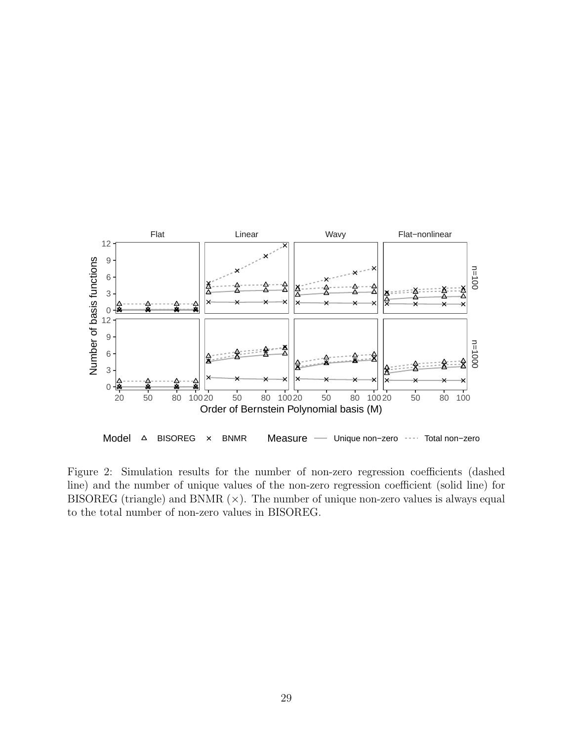Figure 2: Simulation results for the number of non-zero regression coefficients (dashed line) and the number of unique values of the non-zero regression coefficient (solid line) for BISOREG (triangle) and BNMR ($\times$). The number of unique non-zero values is always equal to the total number of non-zero values in BISOREG.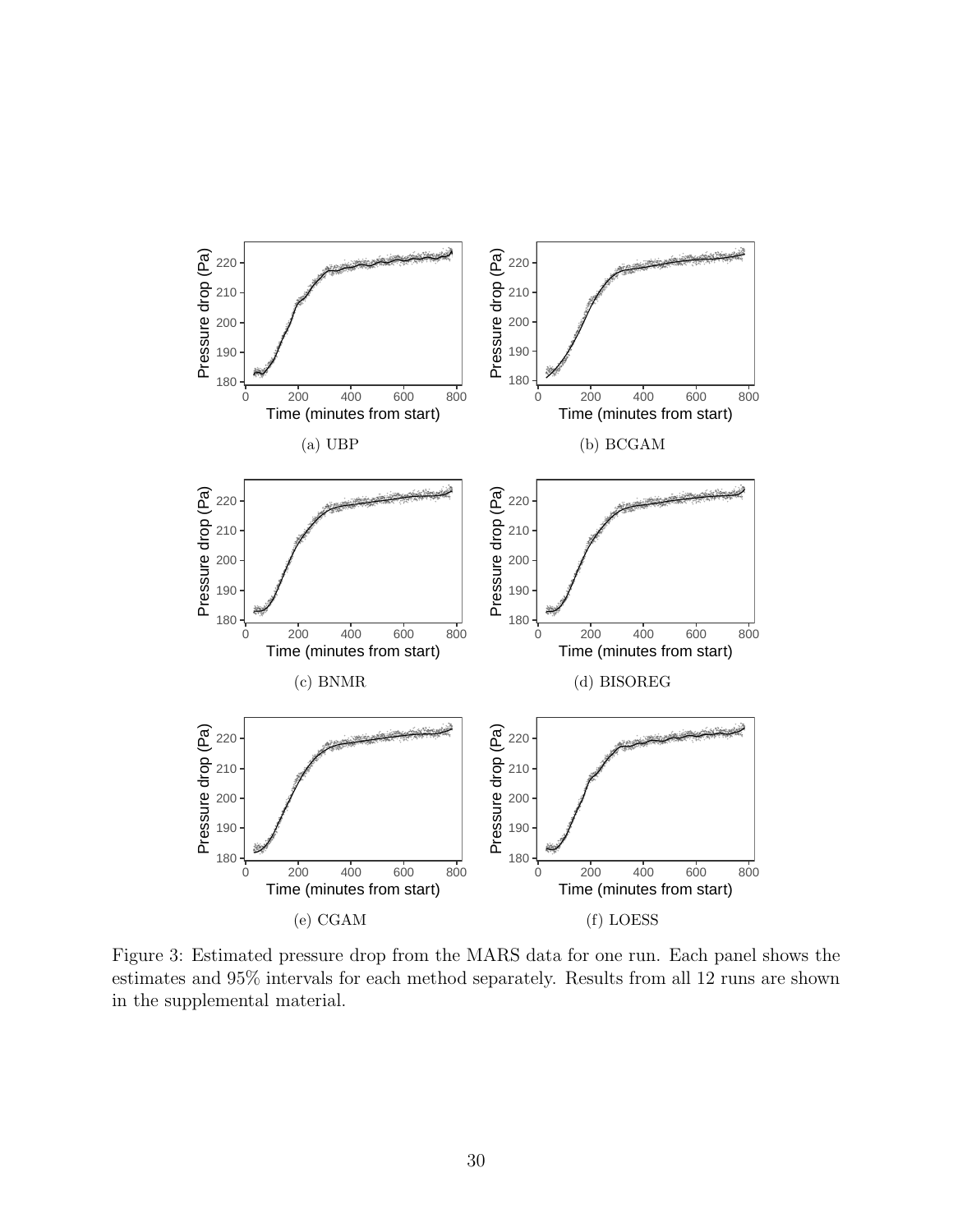(a) UBP

(b) BCGAM

(c) BNMR

(d) BISOREG

(e) CGAM

(f) LOESS

Figure 3: Estimated pressure drop from the MARS data for one run. Each panel shows the estimates and 95% intervals for each method separately. Results from all 12 runs are shown in the supplemental material.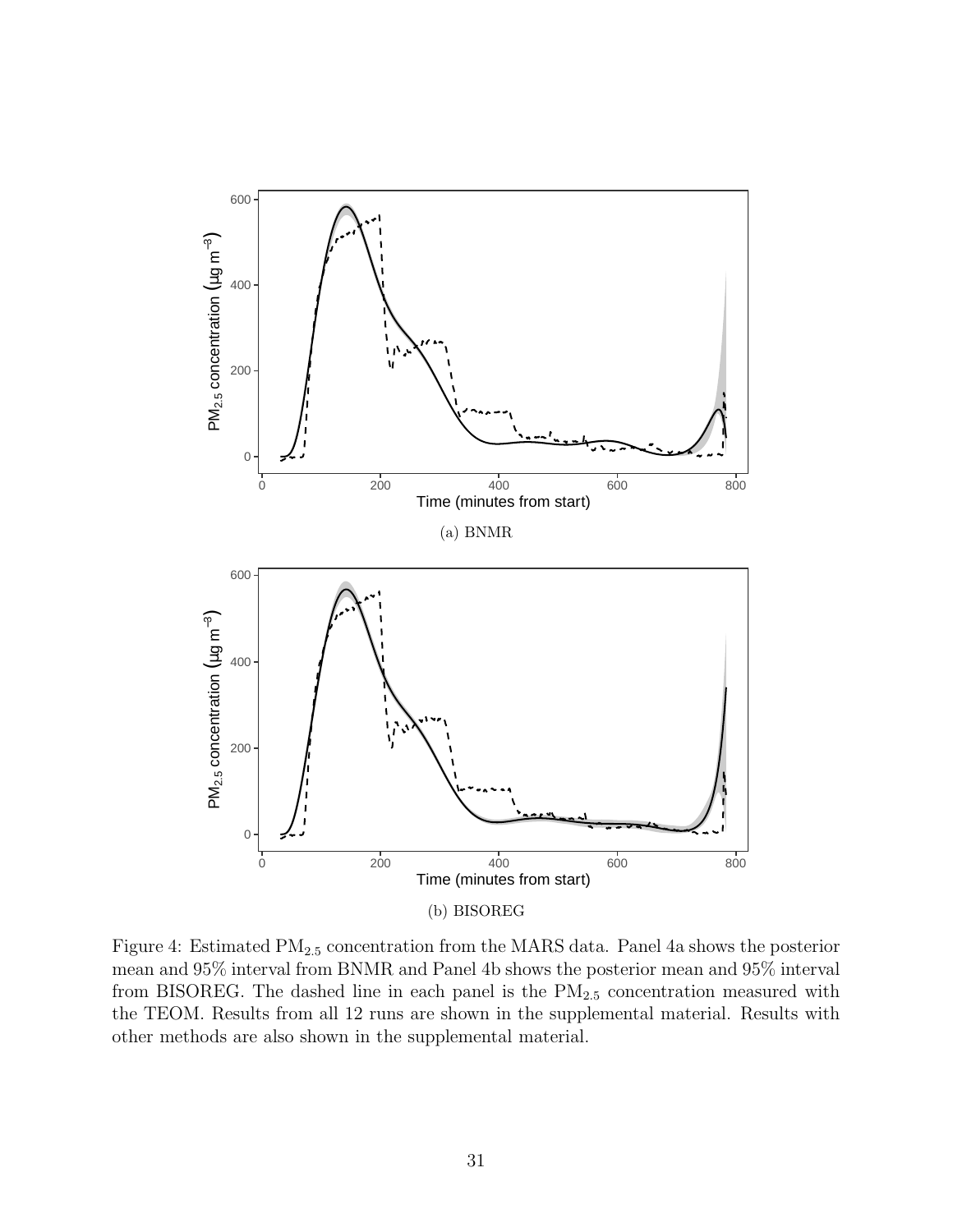(a) BNMR

(b) BISOREG

Figure 4: Estimated $PM_{2.5}$ concentration from the MARS data. Panel 4a shows the posterior mean and 95% interval from BNMR and Panel 4b shows the posterior mean and 95% interval from BISOREG. The dashed line in each panel is the $PM_{2.5}$ concentration measured with the TEOM. Results from all 12 runs are shown in the supplemental material. Results with other methods are also shown in the supplemental material.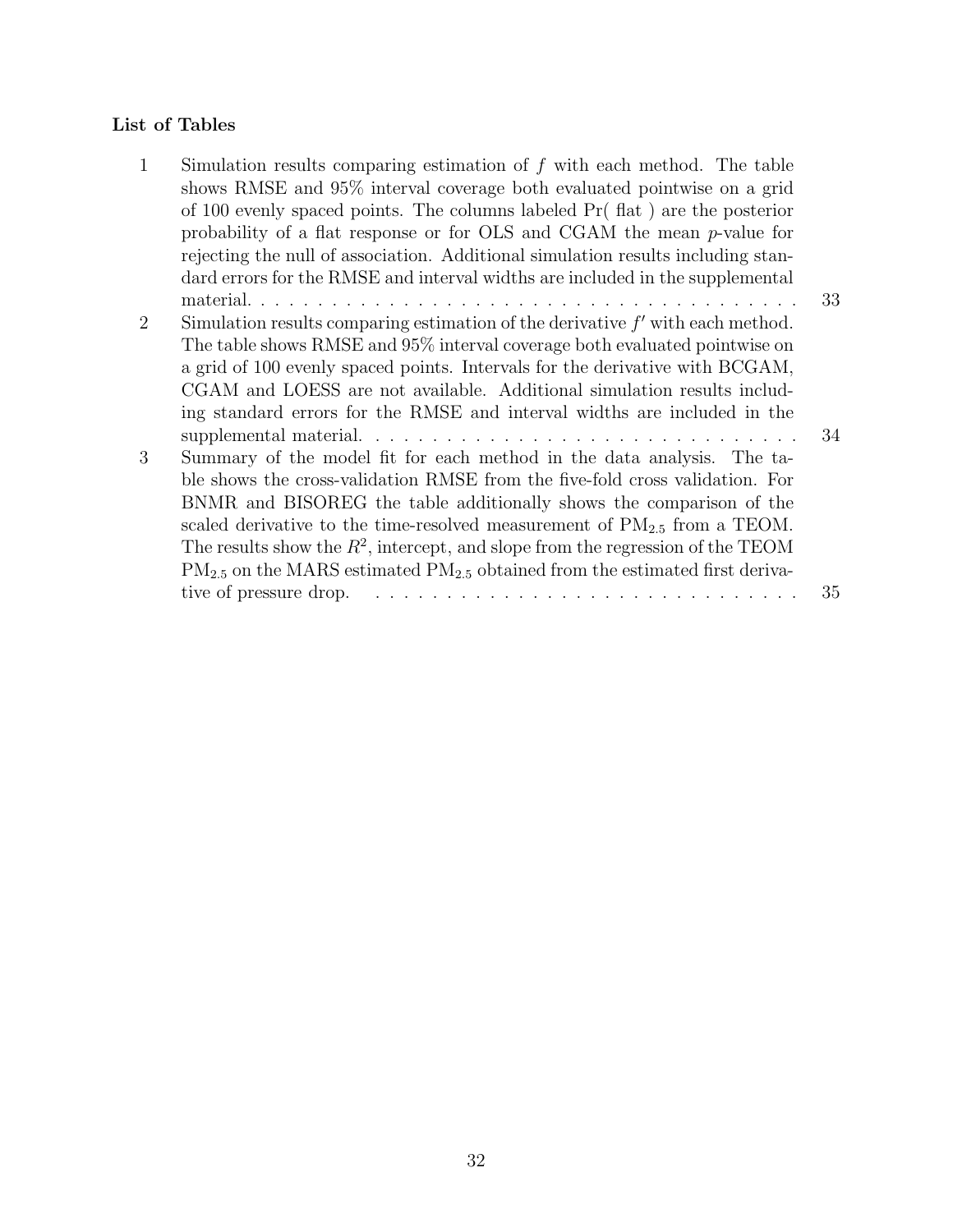### List of Tables

1. Simulation results comparing estimation of $f$ with each method. The table shows RMSE and 95% interval coverage both evaluated pointwise on a grid of 100 evenly spaced points. The columns labeled Pr( flat ) are the posterior probability of a flat response or for OLS and CGAM the mean $p$-value for rejecting the null of association. Additional simulation results including standard errors for the RMSE and interval widths are included in the supplemental material. . . . . . . . . . . . . . . . . . . . . . . . . . . . . . . . . . . . . . . . . 33
2. Simulation results comparing estimation of the derivative $f'$ with each method. The table shows RMSE and 95% interval coverage both evaluated pointwise on a grid of 100 evenly spaced points. Intervals for the derivative with BCGAM, CGAM and LOESS are not available. Additional simulation results including standard errors for the RMSE and interval widths are included in the supplemental material. . . . . . . . . . . . . . . . . . . . . . . . . . . . . . . 34
3. Summary of the model fit for each method in the data analysis. The table shows the cross-validation RMSE from the five-fold cross validation. For BNMR and BISOREG the table additionally shows the comparison of the scaled derivative to the time-resolved measurement of $PM_{2.5}$ from a TEOM. The results show the $R^2$, intercept, and slope from the regression of the TEOM $PM_{2.5}$ on the MARS estimated $PM_{2.5}$ obtained from the estimated first derivative of pressure drop. . . . . . . . . . . . . . . . . . . . . . . . . . . . . . . 35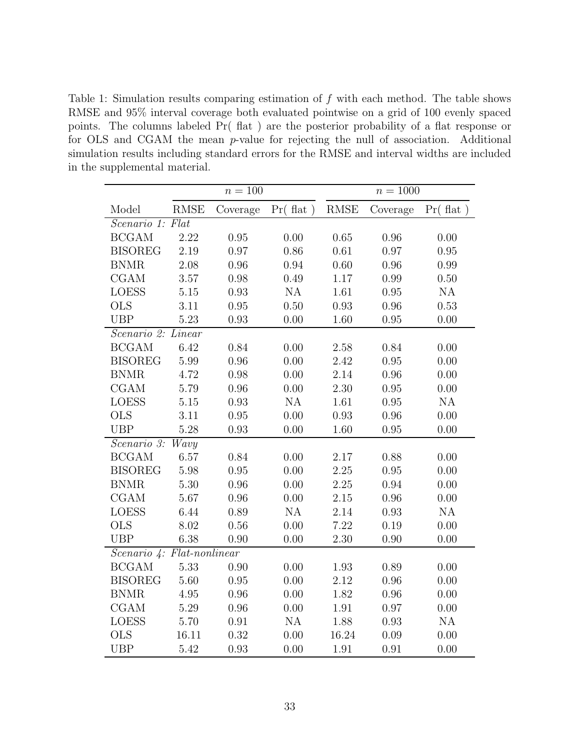Table 1: Simulation results comparing estimation of $f$ with each method. The table shows RMSE and 95% interval coverage both evaluated pointwise on a grid of 100 evenly spaced points. The columns labeled Pr( flat ) are the posterior probability of a flat response or for OLS and CGAM the mean $p$-value for rejecting the null of association. Additional simulation results including standard errors for the RMSE and interval widths are included in the supplemental material.

| | $n = 100$ | | | $n = 1000$ | | |
|---|---|---|---|---|---|---|
| Model | RMSE | Coverage | Pr( flat ) | RMSE | Coverage | Pr( flat ) |
| *Scenario 1: Flat* | | | | | | |
| BCGAM | 2.22 | 0.95 | 0.00 | 0.65 | 0.96 | 0.00 |
| BISOREG | 2.19 | 0.97 | 0.86 | 0.61 | 0.97 | 0.95 |
| BNMR | 2.08 | 0.96 | 0.94 | 0.60 | 0.96 | 0.99 |
| CGAM | 3.57 | 0.98 | 0.49 | 1.17 | 0.99 | 0.50 |
| LOESS | 5.15 | 0.93 | NA | 1.61 | 0.95 | NA |
| OLS | 3.11 | 0.95 | 0.50 | 0.93 | 0.96 | 0.53 |
| UBP | 5.23 | 0.93 | 0.00 | 1.60 | 0.95 | 0.00 |
| *Scenario 2: Linear* | | | | | | |
| BCGAM | 6.42 | 0.84 | 0.00 | 2.58 | 0.84 | 0.00 |
| BISOREG | 5.99 | 0.96 | 0.00 | 2.42 | 0.95 | 0.00 |
| BNMR | 4.72 | 0.98 | 0.00 | 2.14 | 0.96 | 0.00 |
| CGAM | 5.79 | 0.96 | 0.00 | 2.30 | 0.95 | 0.00 |
| LOESS | 5.15 | 0.93 | NA | 1.61 | 0.95 | NA |
| OLS | 3.11 | 0.95 | 0.00 | 0.93 | 0.96 | 0.00 |
| UBP | 5.28 | 0.93 | 0.00 | 1.60 | 0.95 | 0.00 |
| *Scenario 3: Wavy* | | | | | | |
| BCGAM | 6.57 | 0.84 | 0.00 | 2.17 | 0.88 | 0.00 |
| BISOREG | 5.98 | 0.95 | 0.00 | 2.25 | 0.95 | 0.00 |
| BNMR | 5.30 | 0.96 | 0.00 | 2.25 | 0.94 | 0.00 |
| CGAM | 5.67 | 0.96 | 0.00 | 2.15 | 0.96 | 0.00 |
| LOESS | 6.44 | 0.89 | NA | 2.14 | 0.93 | NA |
| OLS | 8.02 | 0.56 | 0.00 | 7.22 | 0.19 | 0.00 |
| UBP | 6.38 | 0.90 | 0.00 | 2.30 | 0.90 | 0.00 |
| *Scenario 4: Flat-nonlinear* | | | | | | |
| BCGAM | 5.33 | 0.90 | 0.00 | 1.93 | 0.89 | 0.00 |
| BISOREG | 5.60 | 0.95 | 0.00 | 2.12 | 0.96 | 0.00 |
| BNMR | 4.95 | 0.96 | 0.00 | 1.82 | 0.96 | 0.00 |
| CGAM | 5.29 | 0.96 | 0.00 | 1.91 | 0.97 | 0.00 |
| LOESS | 5.70 | 0.91 | NA | 1.88 | 0.93 | NA |
| OLS | 16.11 | 0.32 | 0.00 | 16.24 | 0.09 | 0.00 |
| UBP | 5.42 | 0.93 | 0.00 | 1.91 | 0.91 | 0.00 |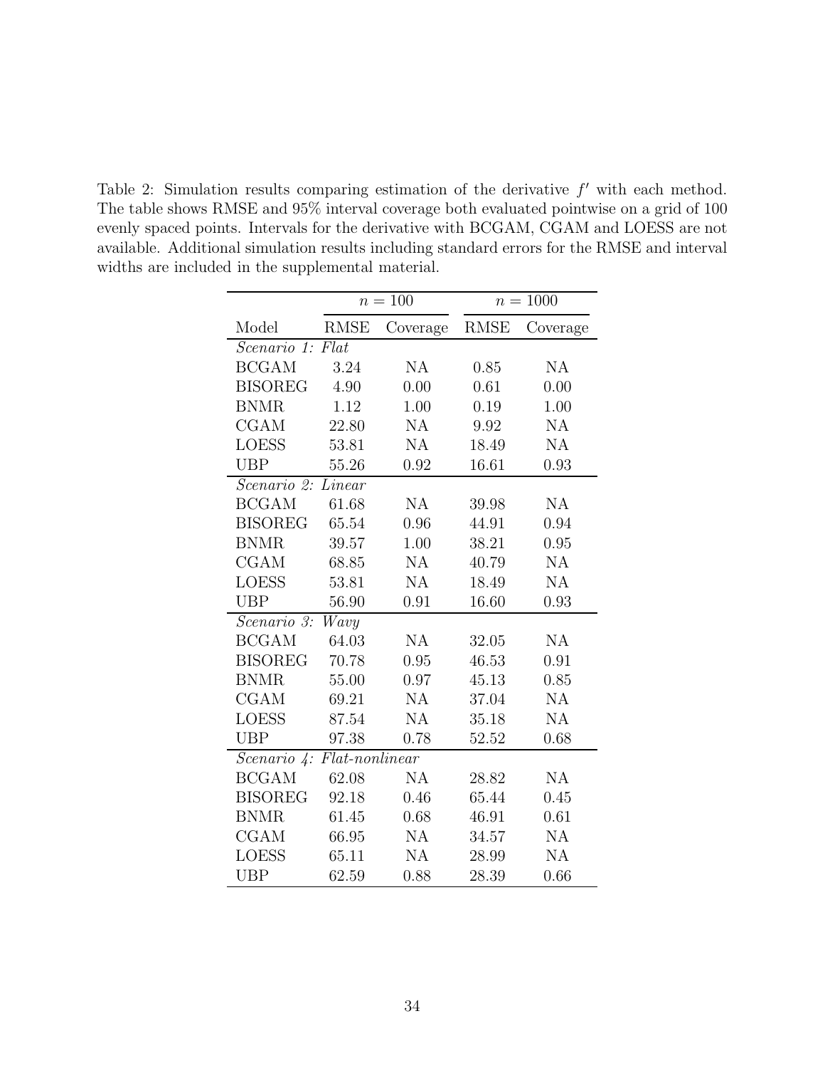Table 2: Simulation results comparing estimation of the derivative $f'$ with each method. The table shows RMSE and 95% interval coverage both evaluated pointwise on a grid of 100 evenly spaced points. Intervals for the derivative with BCGAM, CGAM and LOESS are not available. Additional simulation results including standard errors for the RMSE and interval widths are included in the supplemental material.

| | $n = 100$ | | $n = 1000$ | |
|---|---|---|---|---|
| Model | RMSE | Coverage | RMSE | Coverage |
| *Scenario 1: Flat* | | | | |
| BCGAM | 3.24 | NA | 0.85 | NA |
| BISOREG | 4.90 | 0.00 | 0.61 | 0.00 |
| BNMR | 1.12 | 1.00 | 0.19 | 1.00 |
| CGAM | 22.80 | NA | 9.92 | NA |
| LOESS | 53.81 | NA | 18.49 | NA |
| UBP | 55.26 | 0.92 | 16.61 | 0.93 |
| *Scenario 2: Linear* | | | | |
| BCGAM | 61.68 | NA | 39.98 | NA |
| BISOREG | 65.54 | 0.96 | 44.91 | 0.94 |
| BNMR | 39.57 | 1.00 | 38.21 | 0.95 |
| CGAM | 68.85 | NA | 40.79 | NA |
| LOESS | 53.81 | NA | 18.49 | NA |
| UBP | 56.90 | 0.91 | 16.60 | 0.93 |
| *Scenario 3: Wavy* | | | | |
| BCGAM | 64.03 | NA | 32.05 | NA |
| BISOREG | 70.78 | 0.95 | 46.53 | 0.91 |
| BNMR | 55.00 | 0.97 | 45.13 | 0.85 |
| CGAM | 69.21 | NA | 37.04 | NA |
| LOESS | 87.54 | NA | 35.18 | NA |
| UBP | 97.38 | 0.78 | 52.52 | 0.68 |
| *Scenario 4: Flat-nonlinear* | | | | |
| BCGAM | 62.08 | NA | 28.82 | NA |
| BISOREG | 92.18 | 0.46 | 65.44 | 0.45 |
| BNMR | 61.45 | 0.68 | 46.91 | 0.61 |
| CGAM | 66.95 | NA | 34.57 | NA |
| LOESS | 65.11 | NA | 28.99 | NA |
| UBP | 62.59 | 0.88 | 28.39 | 0.66 |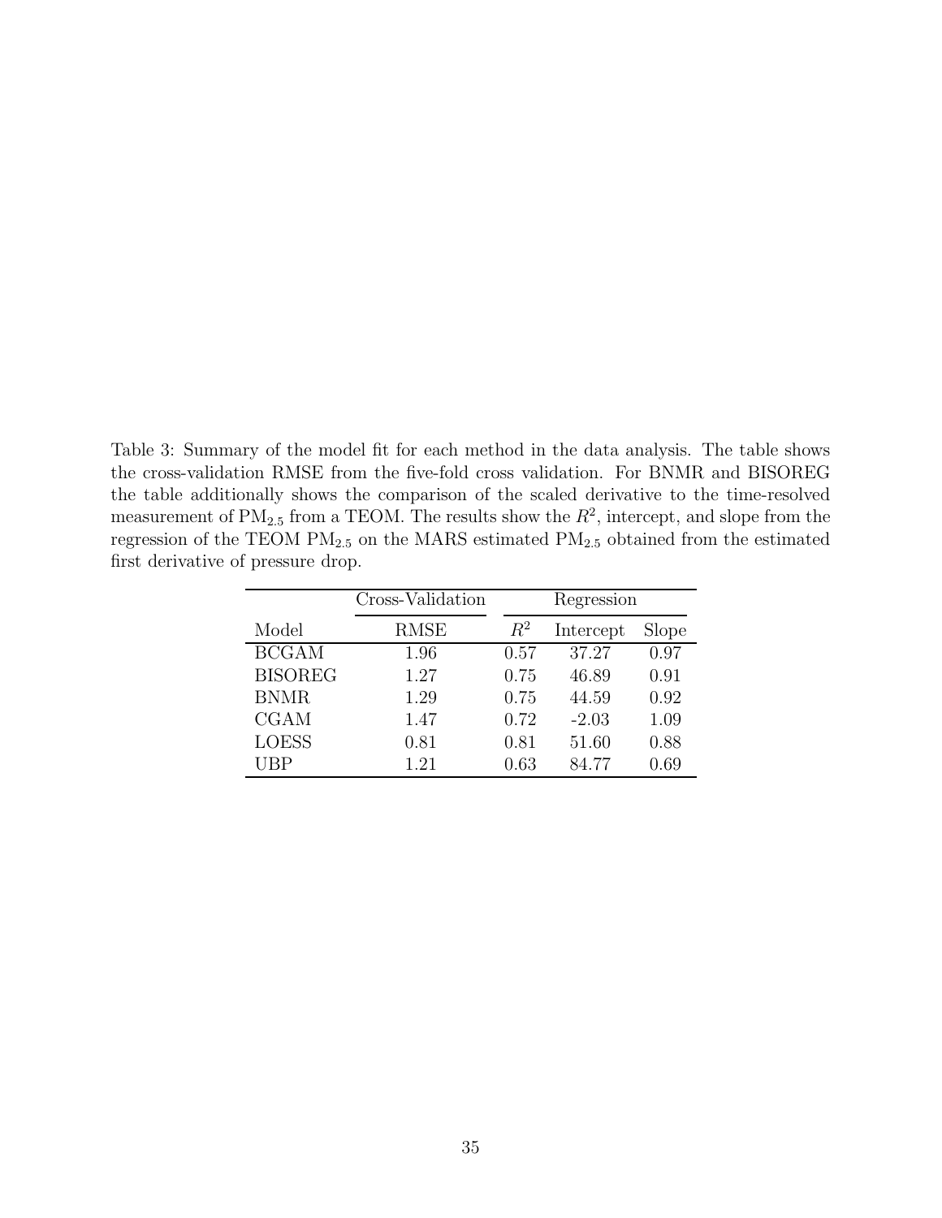Table 3: Summary of the model fit for each method in the data analysis. The table shows the cross-validation RMSE from the five-fold cross validation. For BNMR and BISOREG the table additionally shows the comparison of the scaled derivative to the time-resolved measurement of $PM_{2.5}$ from a TEOM. The results show the $R^2$, intercept, and slope from the regression of the TEOM $PM_{2.5}$ on the MARS estimated $PM_{2.5}$ obtained from the estimated first derivative of pressure drop.

| | Cross-Validation | Regression | | |
|---|---|---|---|---|
| Model | RMSE | $R^2$ | Intercept | Slope |
| BCGAM | 1.96 | 0.57 | 37.27 | 0.97 |
| BISOREG | 1.27 | 0.75 | 46.89 | 0.91 |
| BNMR | 1.29 | 0.75 | 44.59 | 0.92 |
| CGAM | 1.47 | 0.72 | -2.03 | 1.09 |
| LOESS | 0.81 | 0.81 | 51.60 | 0.88 |
| UBP | 1.21 | 0.63 | 84.77 | 0.69 |